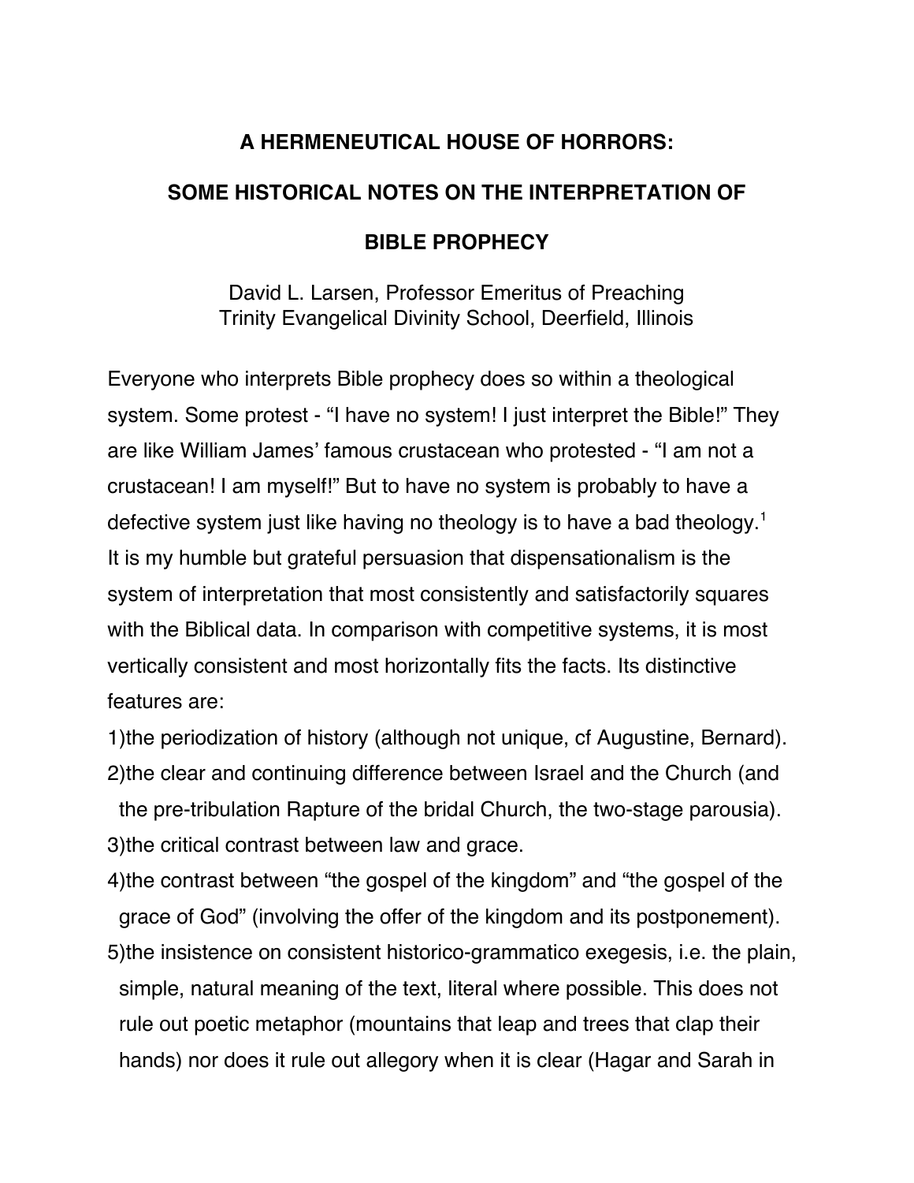# A HERMENEUTICAL HOUSE OF HORRORS: SOME HISTORICAL NOTES ON THE INTERPRETATION OF BIBLE PROPHECY

David L. Larsen, Professor Emeritus of Preaching
Trinity Evangelical Divinity School, Deerfield, Illinois

Everyone who interprets Bible prophecy does so within a theological system. Some protest - "I have no system! I just interpret the Bible!" They are like William James' famous crustacean who protested - "I am not a crustacean! I am myself!" But to have no system is probably to have a defective system just like having no theology is to have a bad theology.[1] It is my humble but grateful persuasion that dispensationalism is the system of interpretation that most consistently and satisfactorily squares with the Biblical data. In comparison with competitive systems, it is most vertically consistent and most horizontally fits the facts. Its distinctive features are:

1) the periodization of history (although not unique, cf Augustine, Bernard).
2) the clear and continuing difference between Israel and the Church (and the pre-tribulation Rapture of the bridal Church, the two-stage parousia).
3) the critical contrast between law and grace.
4) the contrast between "the gospel of the kingdom" and "the gospel of the grace of God" (involving the offer of the kingdom and its postponement).
5) the insistence on consistent historico-grammatico exegesis, i.e. the plain, simple, natural meaning of the text, literal where possible. This does not rule out poetic metaphor (mountains that leap and trees that clap their hands) nor does it rule out allegory when it is clear (Hagar and Sarah in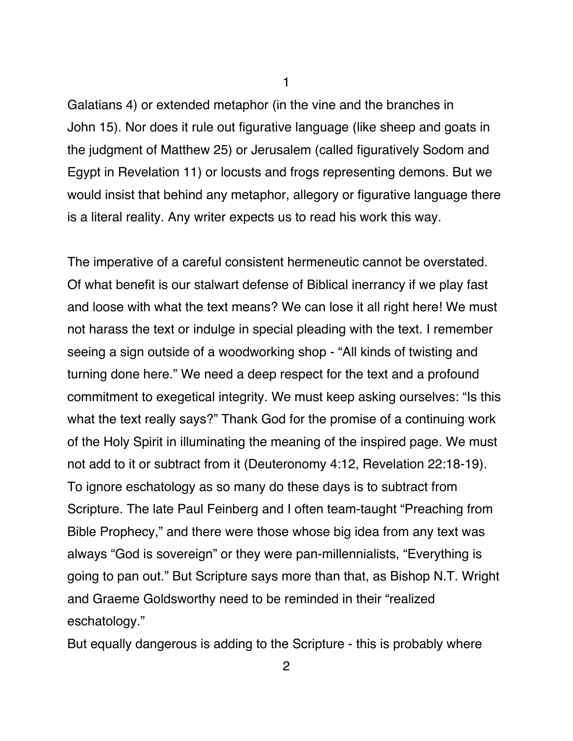Galatians 4) or extended metaphor (in the vine and the branches in John 15). Nor does it rule out figurative language (like sheep and goats in the judgment of Matthew 25) or Jerusalem (called figuratively Sodom and Egypt in Revelation 11) or locusts and frogs representing demons. But we would insist that behind any metaphor, allegory or figurative language there is a literal reality. Any writer expects us to read his work this way.

The imperative of a careful consistent hermeneutic cannot be overstated. Of what benefit is our stalwart defense of Biblical inerrancy if we play fast and loose with what the text means? We can lose it all right here! We must not harass the text or indulge in special pleading with the text. I remember seeing a sign outside of a woodworking shop - "All kinds of twisting and turning done here." We need a deep respect for the text and a profound commitment to exegetical integrity. We must keep asking ourselves: "Is this what the text really says?" Thank God for the promise of a continuing work of the Holy Spirit in illuminating the meaning of the inspired page. We must not add to it or subtract from it (Deuteronomy 4:12, Revelation 22:18-19). To ignore eschatology as so many do these days is to subtract from Scripture. The late Paul Feinberg and I often team-taught "Preaching from Bible Prophecy," and there were those whose big idea from any text was always "God is sovereign" or they were pan-millennialists, "Everything is going to pan out." But Scripture says more than that, as Bishop N.T. Wright and Graeme Goldsworthy need to be reminded in their "realized eschatology."

But equally dangerous is adding to the Scripture - this is probably where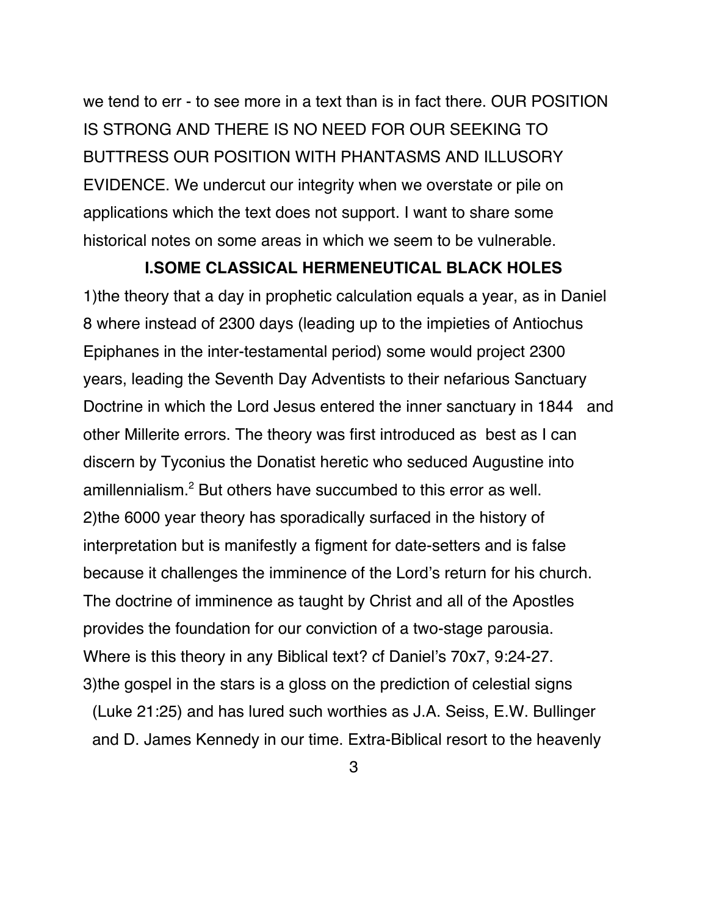we tend to err - to see more in a text than is in fact there. OUR POSITION IS STRONG AND THERE IS NO NEED FOR OUR SEEKING TO BUTTRESS OUR POSITION WITH PHANTASMS AND ILLUSORY EVIDENCE. We undercut our integrity when we overstate or pile on applications which the text does not support. I want to share some historical notes on some areas in which we seem to be vulnerable.

## I.SOME CLASSICAL HERMENEUTICAL BLACK HOLES

1)the theory that a day in prophetic calculation equals a year, as in Daniel 8 where instead of 2300 days (leading up to the impieties of Antiochus Epiphanes in the inter-testamental period) some would project 2300 years, leading the Seventh Day Adventists to their nefarious Sanctuary Doctrine in which the Lord Jesus entered the inner sanctuary in 1844 and other Millerite errors. The theory was first introduced as best as I can discern by Tyconius the Donatist heretic who seduced Augustine into amillennialism.[2] But others have succumbed to this error as well.

2)the 6000 year theory has sporadically surfaced in the history of interpretation but is manifestly a figment for date-setters and is false because it challenges the imminence of the Lord's return for his church. The doctrine of imminence as taught by Christ and all of the Apostles provides the foundation for our conviction of a two-stage parousia. Where is this theory in any Biblical text? cf Daniel's 70x7, 9:24-27.

3)the gospel in the stars is a gloss on the prediction of celestial signs (Luke 21:25) and has lured such worthies as J.A. Seiss, E.W. Bullinger and D. James Kennedy in our time. Extra-Biblical resort to the heavenly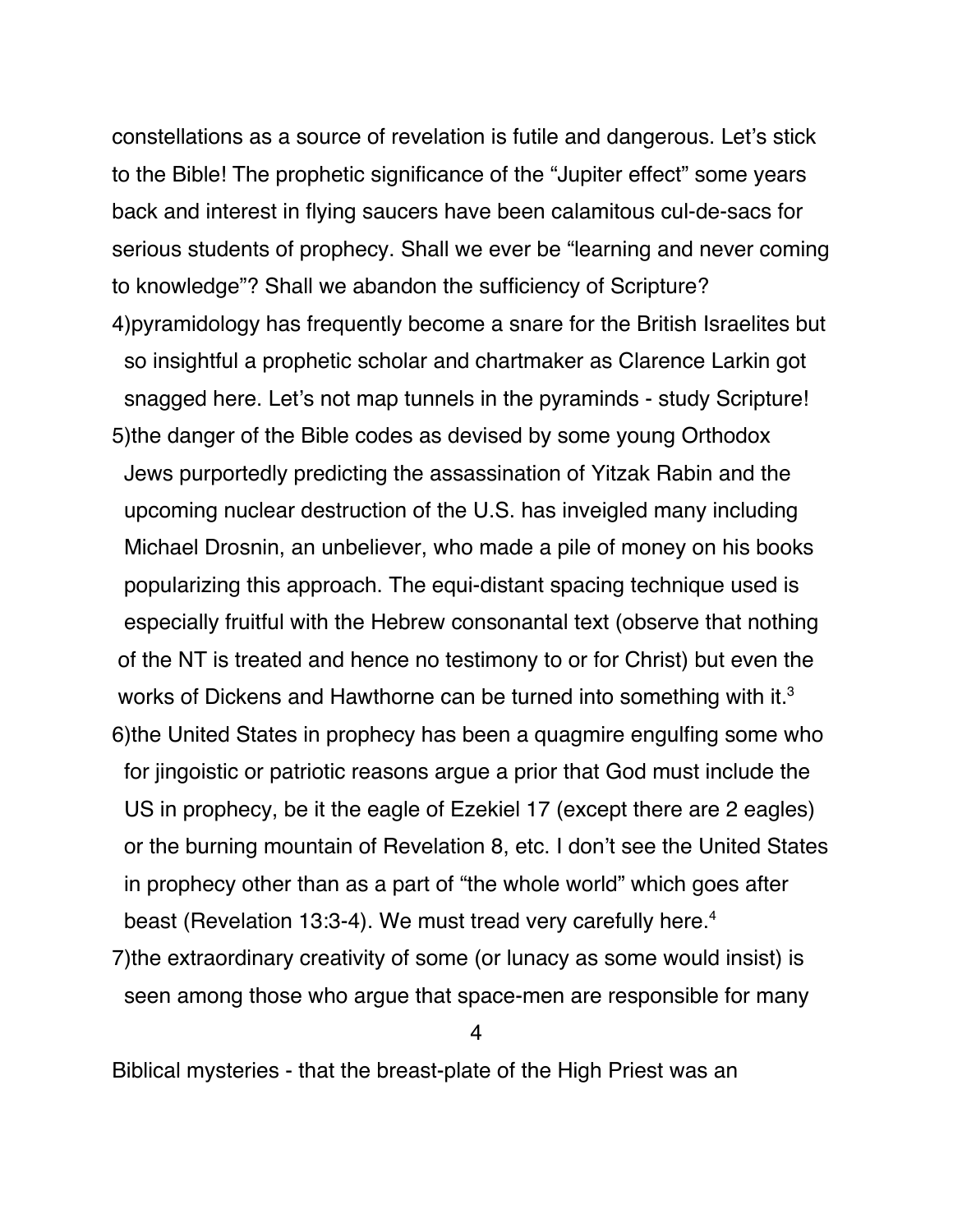constellations as a source of revelation is futile and dangerous. Let's stick to the Bible! The prophetic significance of the "Jupiter effect" some years back and interest in flying saucers have been calamitous cul-de-sacs for serious students of prophecy. Shall we ever be "learning and never coming to knowledge"? Shall we abandon the sufficiency of Scripture?

4) pyramidology has frequently become a snare for the British Israelites but so insightful a prophetic scholar and chartmaker as Clarence Larkin got snagged here. Let's not map tunnels in the pyraminds - study Scripture!

5) the danger of the Bible codes as devised by some young Orthodox Jews purportedly predicting the assassination of Yitzak Rabin and the upcoming nuclear destruction of the U.S. has inveigled many including Michael Drosnin, an unbeliever, who made a pile of money on his books popularizing this approach. The equi-distant spacing technique used is especially fruitful with the Hebrew consonantal text (observe that nothing of the NT is treated and hence no testimony to or for Christ) but even the works of Dickens and Hawthorne can be turned into something with it.[3]

6) the United States in prophecy has been a quagmire engulfing some who for jingoistic or patriotic reasons argue a prior that God must include the US in prophecy, be it the eagle of Ezekiel 17 (except there are 2 eagles) or the burning mountain of Revelation 8, etc. I don't see the United States in prophecy other than as a part of "the whole world" which goes after beast (Revelation 13:3-4). We must tread very carefully here.[4]

7) the extraordinary creativity of some (or lunacy as some would insist) is seen among those who argue that space-men are responsible for many Biblical mysteries - that the breast-plate of the High Priest was an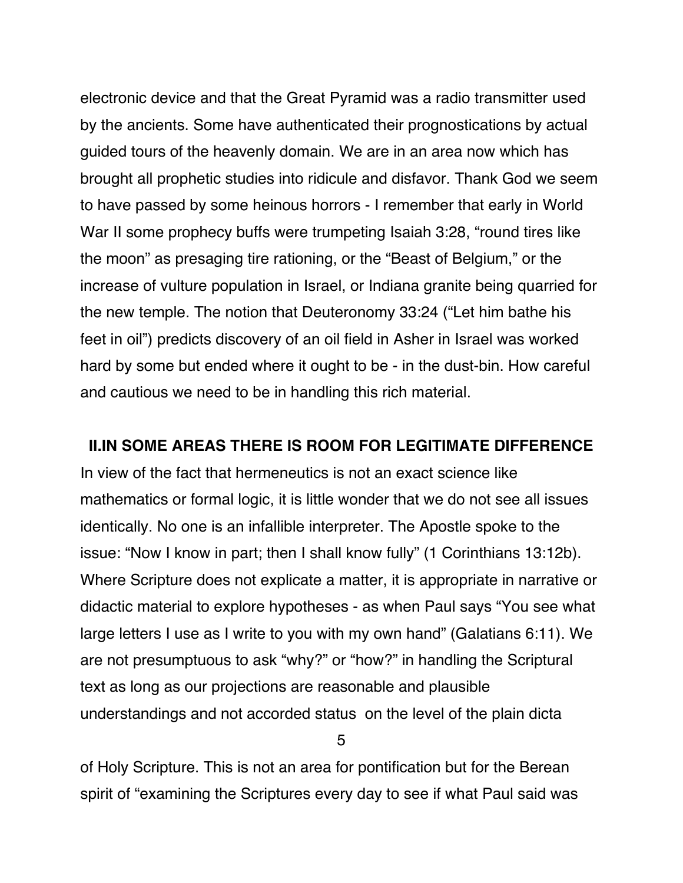electronic device and that the Great Pyramid was a radio transmitter used by the ancients. Some have authenticated their prognostications by actual guided tours of the heavenly domain. We are in an area now which has brought all prophetic studies into ridicule and disfavor. Thank God we seem to have passed by some heinous horrors - I remember that early in World War II some prophecy buffs were trumpeting Isaiah 3:28, “round tires like the moon” as presaging tire rationing, or the “Beast of Belgium,” or the increase of vulture population in Israel, or Indiana granite being quarried for the new temple. The notion that Deuteronomy 33:24 (“Let him bathe his feet in oil”) predicts discovery of an oil field in Asher in Israel was worked hard by some but ended where it ought to be - in the dust-bin. How careful and cautious we need to be in handling this rich material.

## II.IN SOME AREAS THERE IS ROOM FOR LEGITIMATE DIFFERENCE

In view of the fact that hermeneutics is not an exact science like mathematics or formal logic, it is little wonder that we do not see all issues identically. No one is an infallible interpreter. The Apostle spoke to the issue: “Now I know in part; then I shall know fully” (1 Corinthians 13:12b). Where Scripture does not explicate a matter, it is appropriate in narrative or didactic material to explore hypotheses - as when Paul says “You see what large letters I use as I write to you with my own hand” (Galatians 6:11). We are not presumptuous to ask “why?” or “how?” in handling the Scriptural text as long as our projections are reasonable and plausible understandings and not accorded status on the level of the plain dicta of Holy Scripture. This is not an area for pontification but for the Berean spirit of “examining the Scriptures every day to see if what Paul said was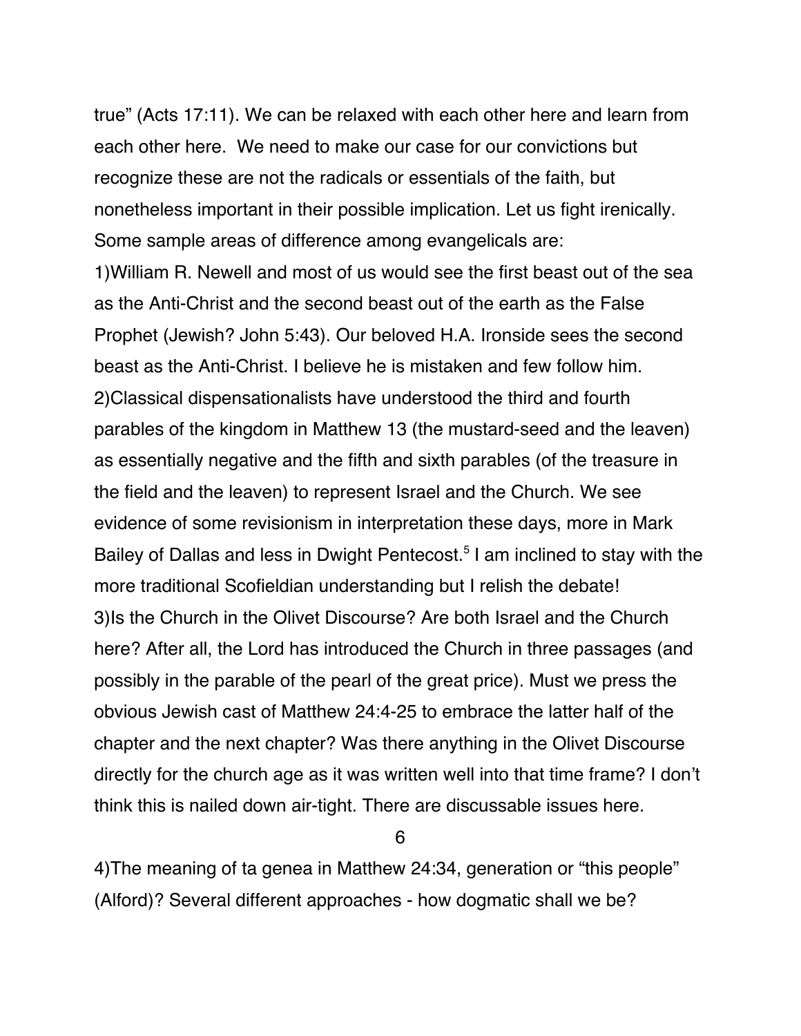true" (Acts 17:11). We can be relaxed with each other here and learn from each other here. We need to make our case for our convictions but recognize these are not the radicals or essentials of the faith, but nonetheless important in their possible implication. Let us fight irenically. Some sample areas of difference among evangelicals are:

1)William R. Newell and most of us would see the first beast out of the sea as the Anti-Christ and the second beast out of the earth as the False Prophet (Jewish? John 5:43). Our beloved H.A. Ironside sees the second beast as the Anti-Christ. I believe he is mistaken and few follow him.

2)Classical dispensationalists have understood the third and fourth parables of the kingdom in Matthew 13 (the mustard-seed and the leaven) as essentially negative and the fifth and sixth parables (of the treasure in the field and the leaven) to represent Israel and the Church. We see evidence of some revisionism in interpretation these days, more in Mark Bailey of Dallas and less in Dwight Pentecost.[5] I am inclined to stay with the more traditional Scofieldian understanding but I relish the debate!

3)Is the Church in the Olivet Discourse? Are both Israel and the Church here? After all, the Lord has introduced the Church in three passages (and possibly in the parable of the pearl of the great price). Must we press the obvious Jewish cast of Matthew 24:4-25 to embrace the latter half of the chapter and the next chapter? Was there anything in the Olivet Discourse directly for the church age as it was written well into that time frame? I don't think this is nailed down air-tight. There are discussable issues here.

4)The meaning of ta genea in Matthew 24:34, generation or "this people" (Alford)? Several different approaches - how dogmatic shall we be?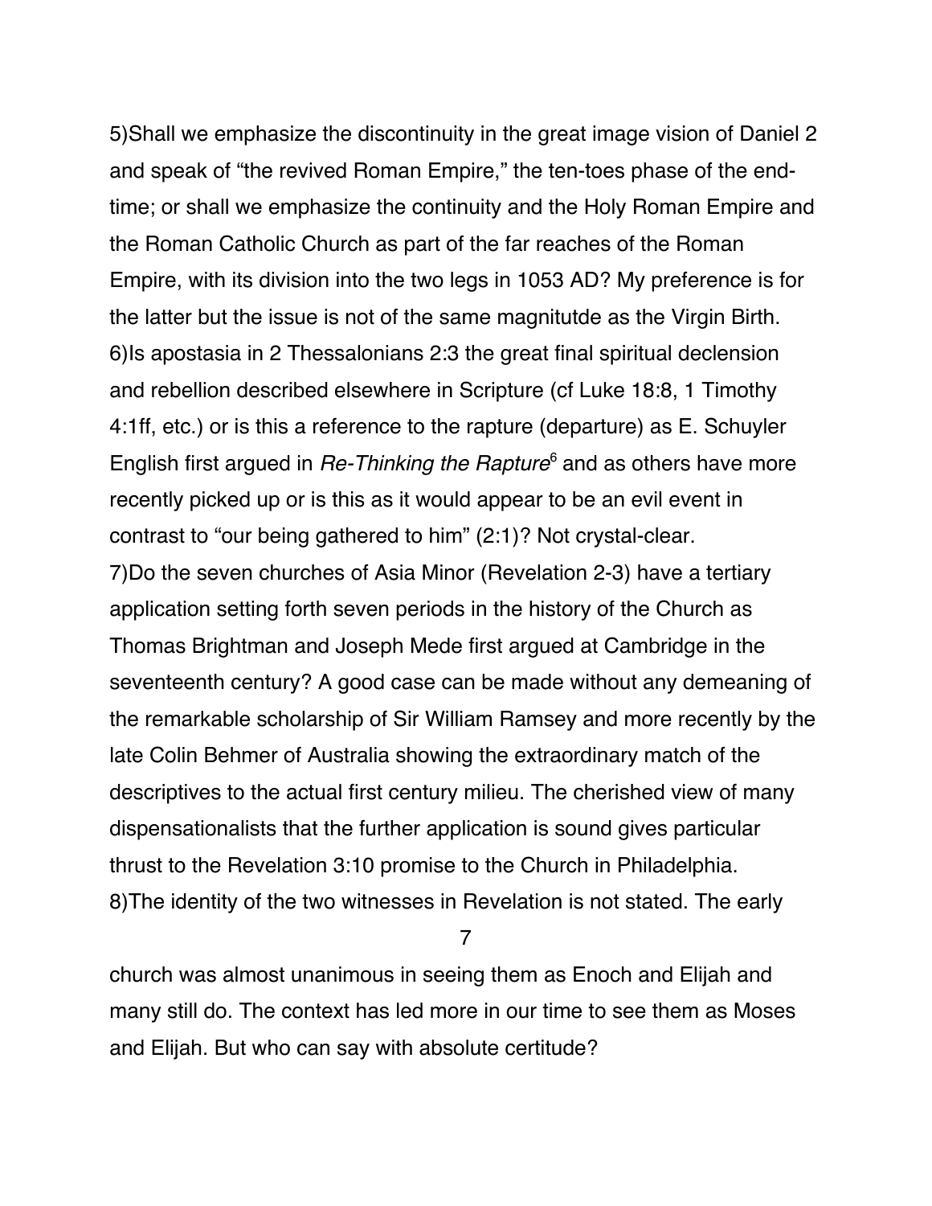5)Shall we emphasize the discontinuity in the great image vision of Daniel 2 and speak of "the revived Roman Empire," the ten-toes phase of the end-time; or shall we emphasize the continuity and the Holy Roman Empire and the Roman Catholic Church as part of the far reaches of the Roman Empire, with its division into the two legs in 1053 AD? My preference is for the latter but the issue is not of the same magnitutde as the Virgin Birth.

6)Is apostasia in 2 Thessalonians 2:3 the great final spiritual declension and rebellion described elsewhere in Scripture (cf Luke 18:8, 1 Timothy 4:1ff, etc.) or is this a reference to the rapture (departure) as E. Schuyler English first argued in *Re-Thinking the Rapture*[6] and as others have more recently picked up or is this as it would appear to be an evil event in contrast to "our being gathered to him" (2:1)? Not crystal-clear.

7)Do the seven churches of Asia Minor (Revelation 2-3) have a tertiary application setting forth seven periods in the history of the Church as Thomas Brightman and Joseph Mede first argued at Cambridge in the seventeenth century? A good case can be made without any demeaning of the remarkable scholarship of Sir William Ramsey and more recently by the late Colin Behmer of Australia showing the extraordinary match of the descriptives to the actual first century milieu. The cherished view of many dispensationalists that the further application is sound gives particular thrust to the Revelation 3:10 promise to the Church in Philadelphia.

8)The identity of the two witnesses in Revelation is not stated. The early church was almost unanimous in seeing them as Enoch and Elijah and many still do. The context has led more in our time to see them as Moses and Elijah. But who can say with absolute certitude?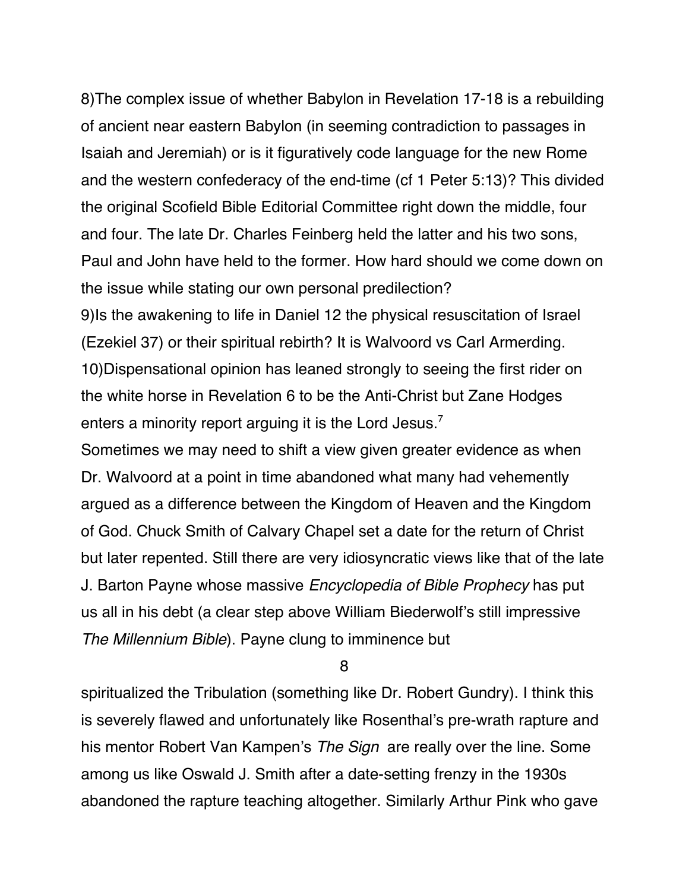8)The complex issue of whether Babylon in Revelation 17-18 is a rebuilding of ancient near eastern Babylon (in seeming contradiction to passages in Isaiah and Jeremiah) or is it figuratively code language for the new Rome and the western confederacy of the end-time (cf 1 Peter 5:13)? This divided the original Scofield Bible Editorial Committee right down the middle, four and four. The late Dr. Charles Feinberg held the latter and his two sons, Paul and John have held to the former. How hard should we come down on the issue while stating our own personal predilection?

9)Is the awakening to life in Daniel 12 the physical resuscitation of Israel (Ezekiel 37) or their spiritual rebirth? It is Walvoord vs Carl Armerding.

10)Dispensational opinion has leaned strongly to seeing the first rider on the white horse in Revelation 6 to be the Anti-Christ but Zane Hodges enters a minority report arguing it is the Lord Jesus.[7]

Sometimes we may need to shift a view given greater evidence as when Dr. Walvoord at a point in time abandoned what many had vehemently argued as a difference between the Kingdom of Heaven and the Kingdom of God. Chuck Smith of Calvary Chapel set a date for the return of Christ but later repented. Still there are very idiosyncratic views like that of the late J. Barton Payne whose massive *Encyclopedia of Bible Prophecy* has put us all in his debt (a clear step above William Biederwolf's still impressive *The Millennium Bible*). Payne clung to imminence but spiritualized the Tribulation (something like Dr. Robert Gundry). I think this is severely flawed and unfortunately like Rosenthal's pre-wrath rapture and his mentor Robert Van Kampen's *The Sign* are really over the line. Some among us like Oswald J. Smith after a date-setting frenzy in the 1930s abandoned the rapture teaching altogether. Similarly Arthur Pink who gave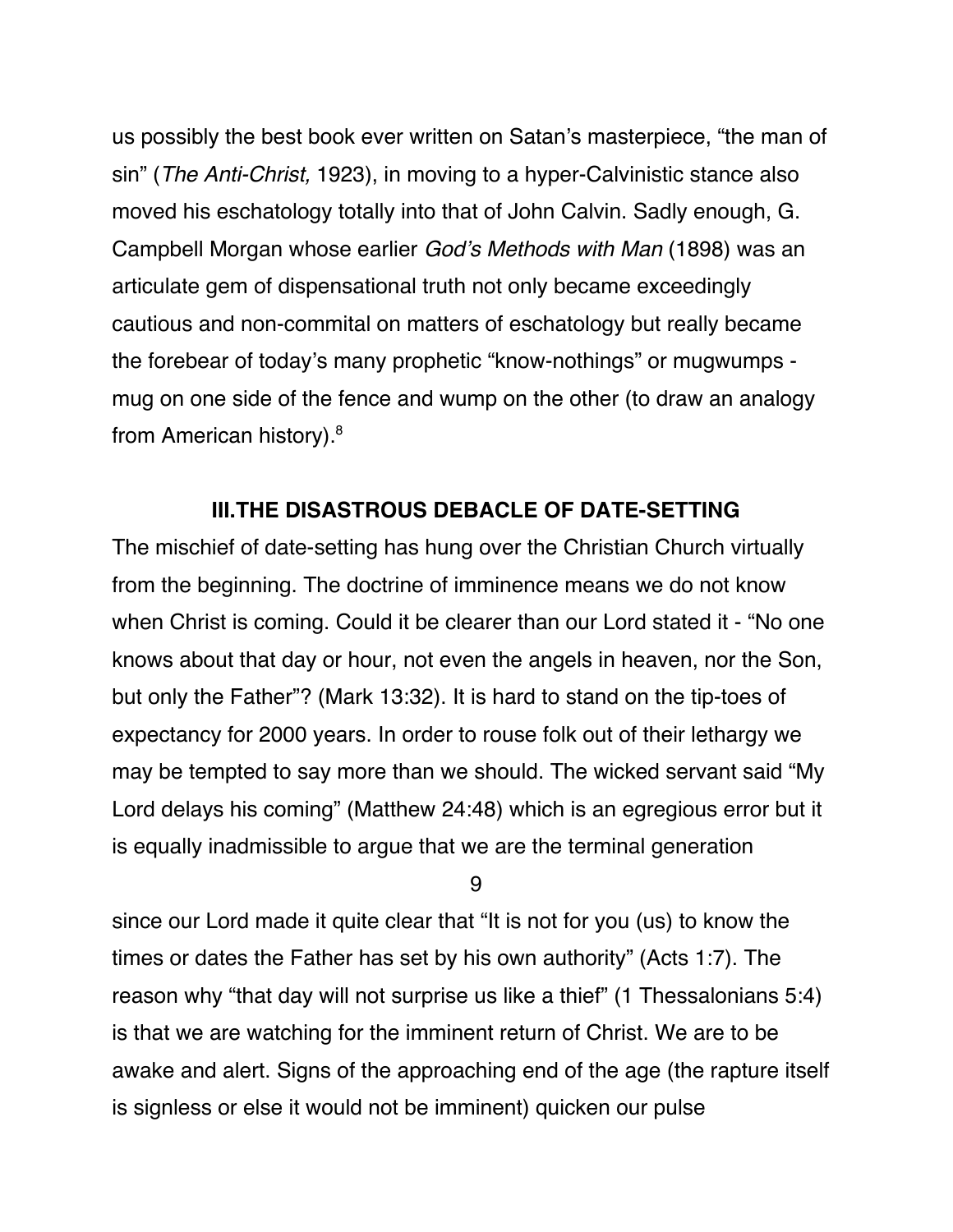us possibly the best book ever written on Satan's masterpiece, "the man of sin" (*The Anti-Christ,* 1923), in moving to a hyper-Calvinistic stance also moved his eschatology totally into that of John Calvin. Sadly enough, G. Campbell Morgan whose earlier *God's Methods with Man* (1898) was an articulate gem of dispensational truth not only became exceedingly cautious and non-commital on matters of eschatology but really became the forebear of today's many prophetic "know-nothings" or mugwumps - mug on one side of the fence and wump on the other (to draw an analogy from American history).[8]

## III. THE DISASTROUS DEBACLE OF DATE-SETTING

The mischief of date-setting has hung over the Christian Church virtually from the beginning. The doctrine of imminence means we do not know when Christ is coming. Could it be clearer than our Lord stated it - "No one knows about that day or hour, not even the angels in heaven, nor the Son, but only the Father"? (Mark 13:32). It is hard to stand on the tip-toes of expectancy for 2000 years. In order to rouse folk out of their lethargy we may be tempted to say more than we should. The wicked servant said "My Lord delays his coming" (Matthew 24:48) which is an egregious error but it is equally inadmissible to argue that we are the terminal generation since our Lord made it quite clear that "It is not for you (us) to know the times or dates the Father has set by his own authority" (Acts 1:7). The reason why "that day will not surprise us like a thief" (1 Thessalonians 5:4) is that we are watching for the imminent return of Christ. We are to be awake and alert. Signs of the approaching end of the age (the rapture itself is signless or else it would not be imminent) quicken our pulse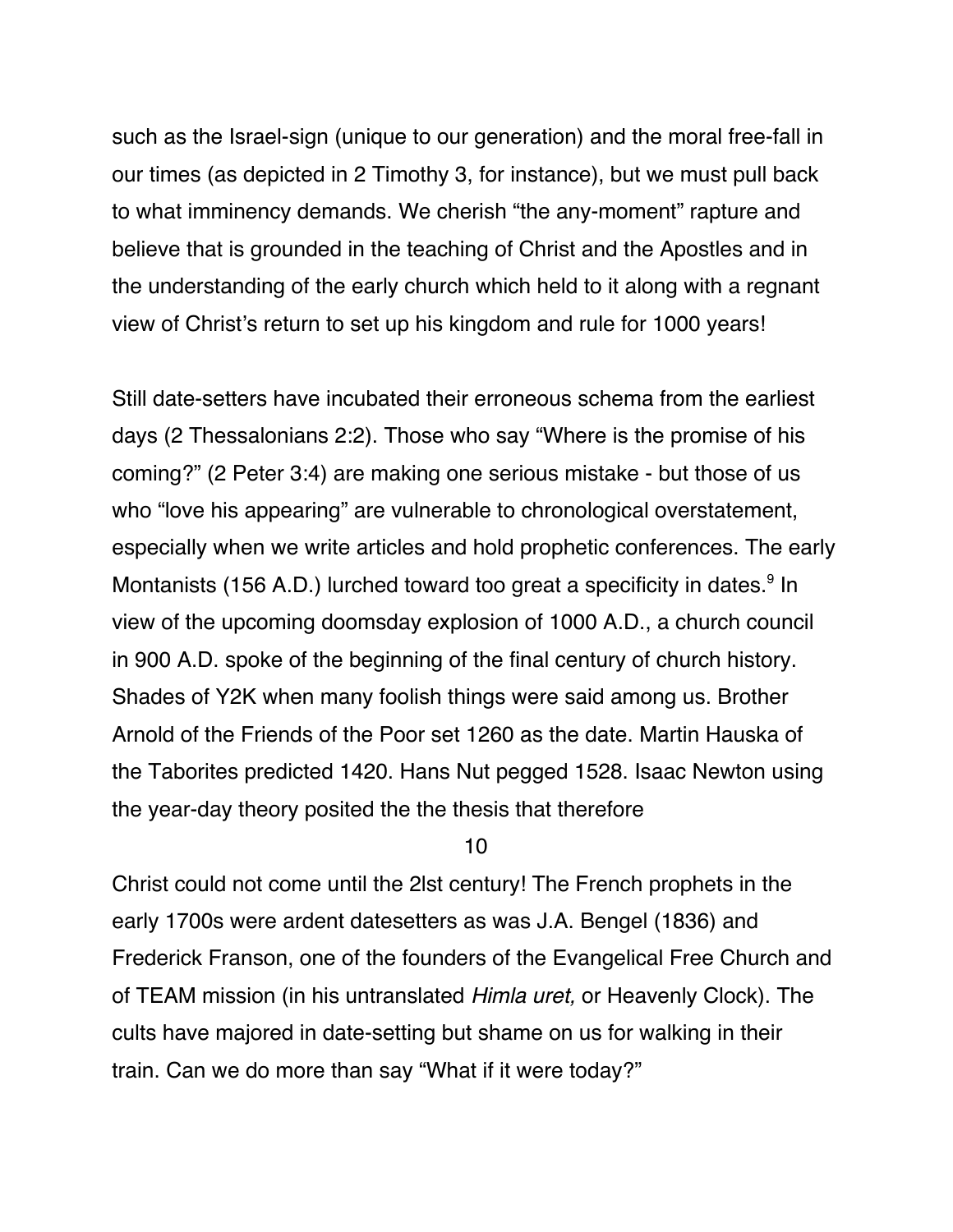such as the Israel-sign (unique to our generation) and the moral free-fall in our times (as depicted in 2 Timothy 3, for instance), but we must pull back to what imminency demands. We cherish "the any-moment" rapture and believe that is grounded in the teaching of Christ and the Apostles and in the understanding of the early church which held to it along with a regnant view of Christ's return to set up his kingdom and rule for 1000 years!

Still date-setters have incubated their erroneous schema from the earliest days (2 Thessalonians 2:2). Those who say "Where is the promise of his coming?" (2 Peter 3:4) are making one serious mistake - but those of us who "love his appearing" are vulnerable to chronological overstatement, especially when we write articles and hold prophetic conferences. The early Montanists (156 A.D.) lurched toward too great a specificity in dates.[9] In view of the upcoming doomsday explosion of 1000 A.D., a church council in 900 A.D. spoke of the beginning of the final century of church history. Shades of Y2K when many foolish things were said among us. Brother Arnold of the Friends of the Poor set 1260 as the date. Martin Hauska of the Taborites predicted 1420. Hans Nut pegged 1528. Isaac Newton using the year-day theory posited the the thesis that therefore

Christ could not come until the 2lst century! The French prophets in the early 1700s were ardent datesetters as was J.A. Bengel (1836) and Frederick Franson, one of the founders of the Evangelical Free Church and of TEAM mission (in his untranslated *Himla uret,* or Heavenly Clock). The cults have majored in date-setting but shame on us for walking in their train. Can we do more than say "What if it were today?"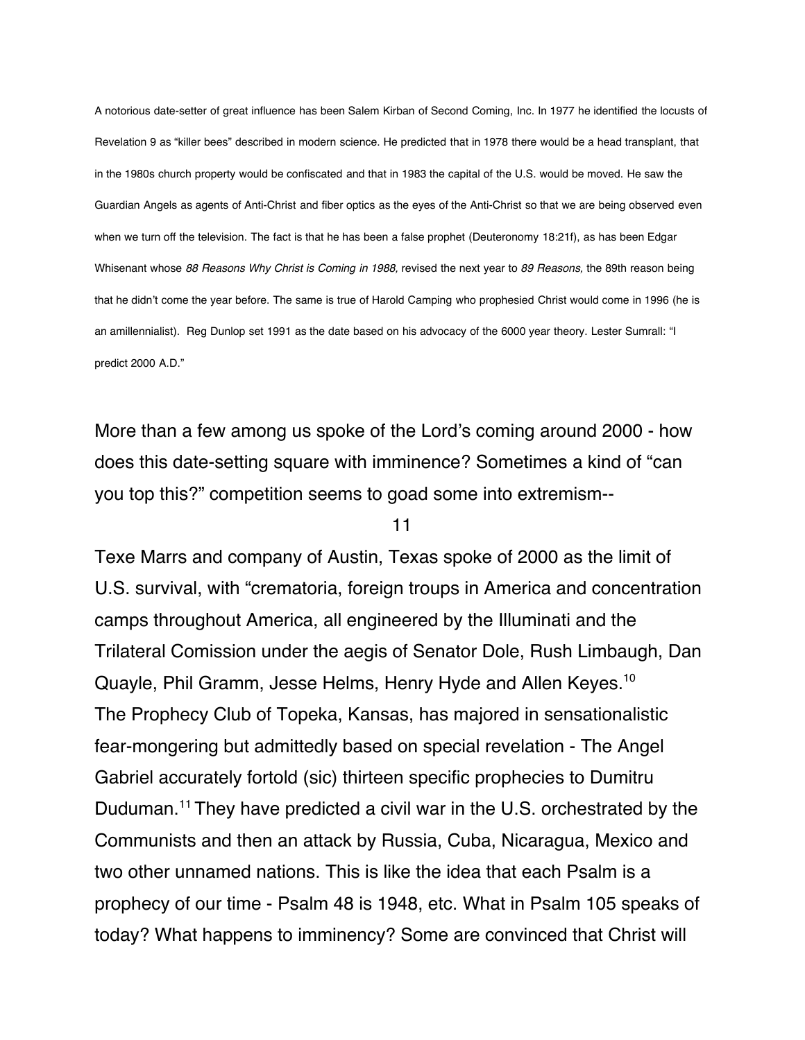A notorious date-setter of great influence has been Salem Kirban of Second Coming, Inc. In 1977 he identified the locusts of Revelation 9 as "killer bees" described in modern science. He predicted that in 1978 there would be a head transplant, that in the 1980s church property would be confiscated and that in 1983 the capital of the U.S. would be moved. He saw the Guardian Angels as agents of Anti-Christ and fiber optics as the eyes of the Anti-Christ so that we are being observed even when we turn off the television. The fact is that he has been a false prophet (Deuteronomy 18:21f), as has been Edgar Whisenant whose *88 Reasons Why Christ is Coming in 1988,* revised the next year to *89 Reasons,* the 89th reason being that he didn't come the year before. The same is true of Harold Camping who prophesied Christ would come in 1996 (he is an amillennialist). Reg Dunlop set 1991 as the date based on his advocacy of the 6000 year theory. Lester Sumrall: "I predict 2000 A.D."

More than a few among us spoke of the Lord's coming around 2000 - how does this date-setting square with imminence? Sometimes a kind of "can you top this?" competition seems to goad some into extremism--

Texe Marrs and company of Austin, Texas spoke of 2000 as the limit of U.S. survival, with "crematoria, foreign troups in America and concentration camps throughout America, all engineered by the Illuminati and the Trilateral Comission under the aegis of Senator Dole, Rush Limbaugh, Dan Quayle, Phil Gramm, Jesse Helms, Henry Hyde and Allen Keyes.[10]
The Prophecy Club of Topeka, Kansas, has majored in sensationalistic fear-mongering but admittedly based on special revelation - The Angel Gabriel accurately fortold (sic) thirteen specific prophecies to Dumitru Duduman.[11] They have predicted a civil war in the U.S. orchestrated by the Communists and then an attack by Russia, Cuba, Nicaragua, Mexico and two other unnamed nations. This is like the idea that each Psalm is a prophecy of our time - Psalm 48 is 1948, etc. What in Psalm 105 speaks of today? What happens to imminency? Some are convinced that Christ will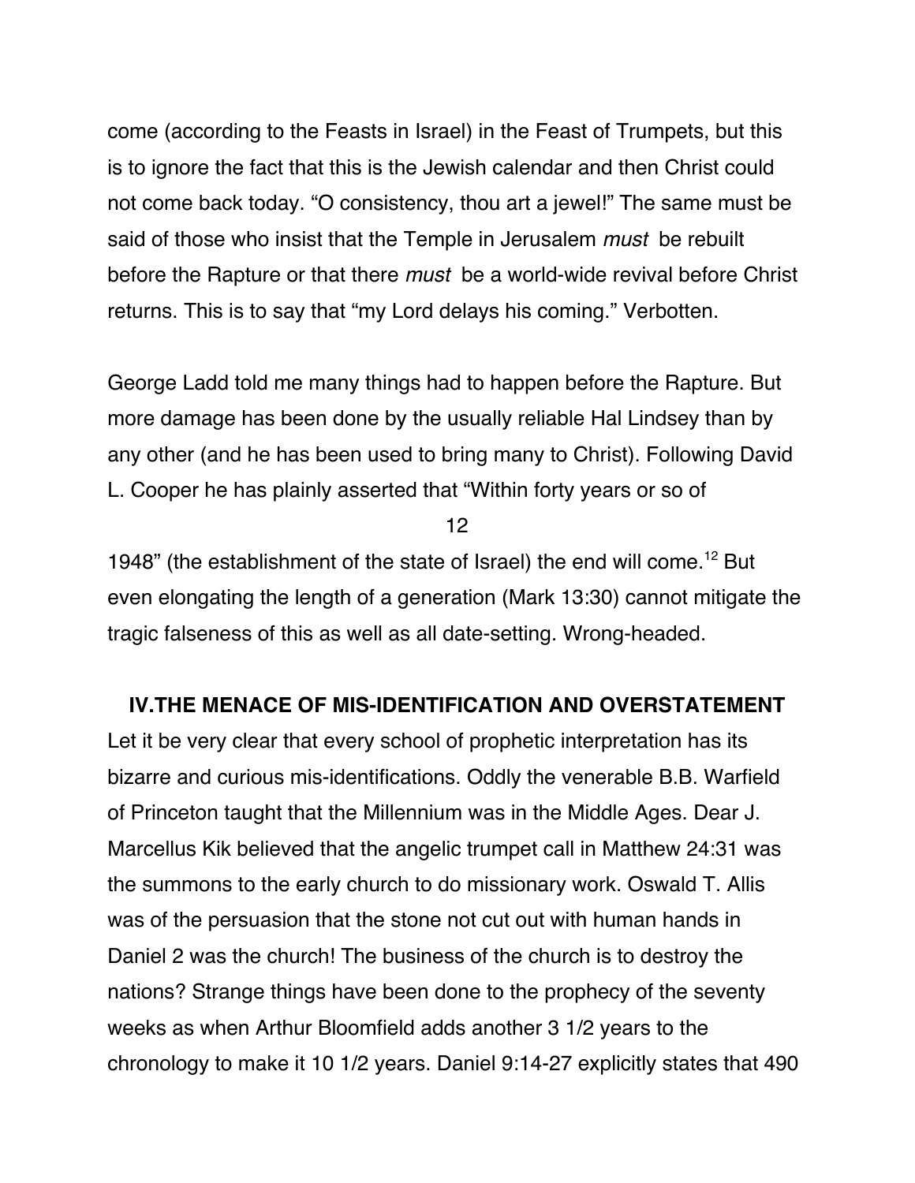come (according to the Feasts in Israel) in the Feast of Trumpets, but this is to ignore the fact that this is the Jewish calendar and then Christ could not come back today. “O consistency, thou art a jewel!” The same must be said of those who insist that the Temple in Jerusalem *must* be rebuilt before the Rapture or that there *must* be a world-wide revival before Christ returns. This is to say that “my Lord delays his coming.” Verbotten.

George Ladd told me many things had to happen before the Rapture. But more damage has been done by the usually reliable Hal Lindsey than by any other (and he has been used to bring many to Christ). Following David L. Cooper he has plainly asserted that “Within forty years or so of 1948” (the establishment of the state of Israel) the end will come.[12] But even elongating the length of a generation (Mark 13:30) cannot mitigate the tragic falseness of this as well as all date-setting. Wrong-headed.

## IV. THE MENACE OF MIS-IDENTIFICATION AND OVERSTATEMENT

Let it be very clear that every school of prophetic interpretation has its bizarre and curious mis-identifications. Oddly the venerable B.B. Warfield of Princeton taught that the Millennium was in the Middle Ages. Dear J. Marcellus Kik believed that the angelic trumpet call in Matthew 24:31 was the summons to the early church to do missionary work. Oswald T. Allis was of the persuasion that the stone not cut out with human hands in Daniel 2 was the church! The business of the church is to destroy the nations? Strange things have been done to the prophecy of the seventy weeks as when Arthur Bloomfield adds another 3 1/2 years to the chronology to make it 10 1/2 years. Daniel 9:14-27 explicitly states that 490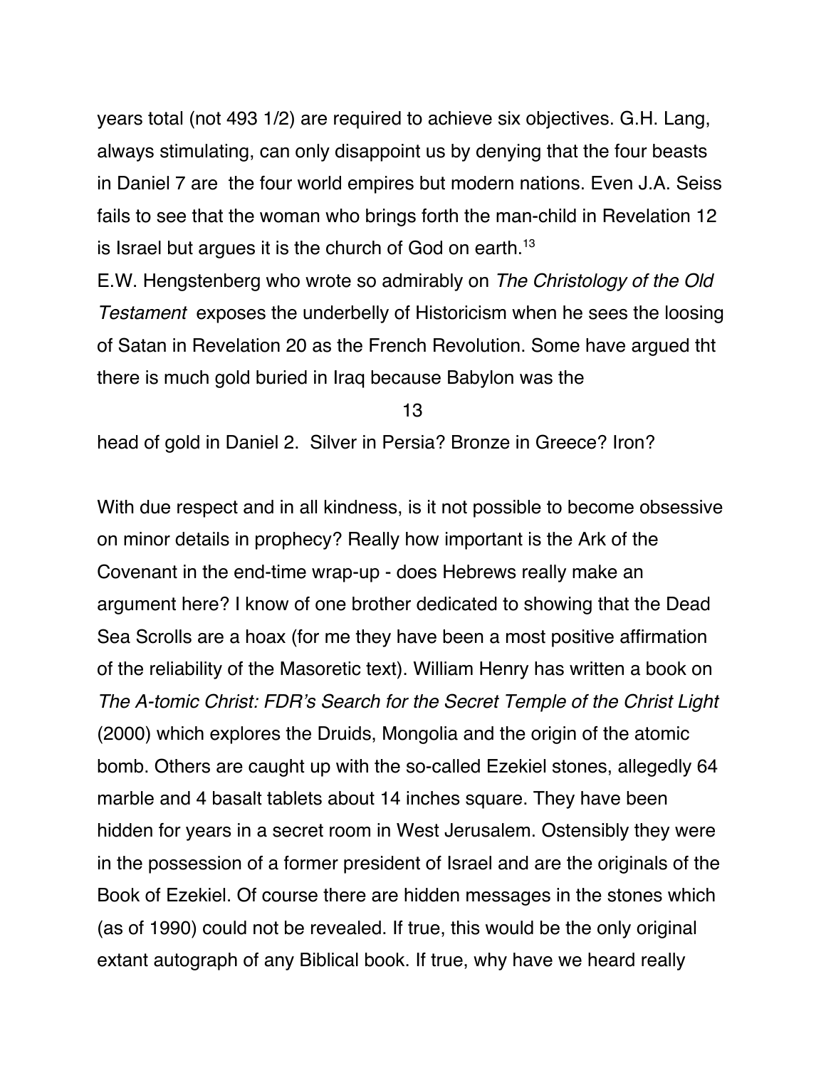years total (not 493 1/2) are required to achieve six objectives. G.H. Lang, always stimulating, can only disappoint us by denying that the four beasts in Daniel 7 are the four world empires but modern nations. Even J.A. Seiss fails to see that the woman who brings forth the man-child in Revelation 12 is Israel but argues it is the church of God on earth.[13]

E.W. Hengstenberg who wrote so admirably on *The Christology of the Old Testament* exposes the underbelly of Historicism when he sees the loosing of Satan in Revelation 20 as the French Revolution. Some have argued tht there is much gold buried in Iraq because Babylon was the head of gold in Daniel 2. Silver in Persia? Bronze in Greece? Iron?

With due respect and in all kindness, is it not possible to become obsessive on minor details in prophecy? Really how important is the Ark of the Covenant in the end-time wrap-up - does Hebrews really make an argument here? I know of one brother dedicated to showing that the Dead Sea Scrolls are a hoax (for me they have been a most positive affirmation of the reliability of the Masoretic text). William Henry has written a book on *The A-tomic Christ: FDR's Search for the Secret Temple of the Christ Light* (2000) which explores the Druids, Mongolia and the origin of the atomic bomb. Others are caught up with the so-called Ezekiel stones, allegedly 64 marble and 4 basalt tablets about 14 inches square. They have been hidden for years in a secret room in West Jerusalem. Ostensibly they were in the possession of a former president of Israel and are the originals of the Book of Ezekiel. Of course there are hidden messages in the stones which (as of 1990) could not be revealed. If true, this would be the only original extant autograph of any Biblical book. If true, why have we heard really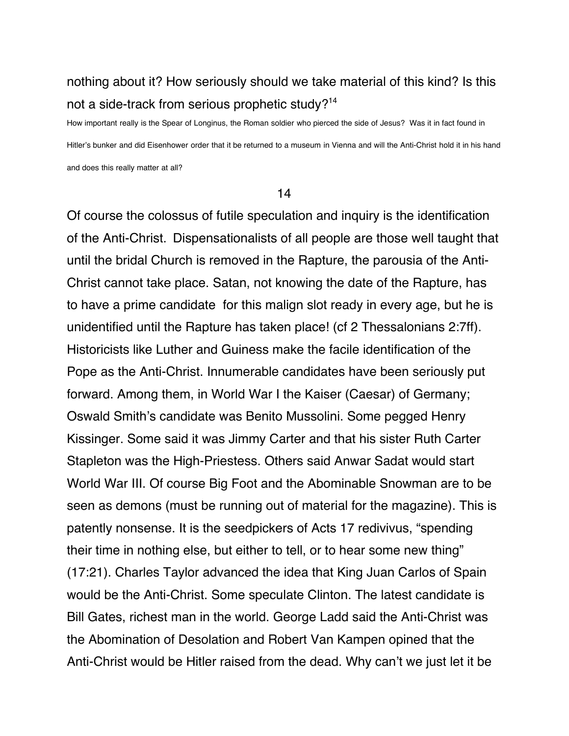nothing about it? How seriously should we take material of this kind? Is this not a side-track from serious prophetic study?[14]

How important really is the Spear of Longinus, the Roman soldier who pierced the side of Jesus? Was it in fact found in Hitler's bunker and did Eisenhower order that it be returned to a museum in Vienna and will the Anti-Christ hold it in his hand and does this really matter at all?

Of course the colossus of futile speculation and inquiry is the identification of the Anti-Christ. Dispensationalists of all people are those well taught that until the bridal Church is removed in the Rapture, the parousia of the Anti-Christ cannot take place. Satan, not knowing the date of the Rapture, has to have a prime candidate for this malign slot ready in every age, but he is unidentified until the Rapture has taken place! (cf 2 Thessalonians 2:7ff). Historicists like Luther and Guiness make the facile identification of the Pope as the Anti-Christ. Innumerable candidates have been seriously put forward. Among them, in World War I the Kaiser (Caesar) of Germany; Oswald Smith's candidate was Benito Mussolini. Some pegged Henry Kissinger. Some said it was Jimmy Carter and that his sister Ruth Carter Stapleton was the High-Priestess. Others said Anwar Sadat would start World War III. Of course Big Foot and the Abominable Snowman are to be seen as demons (must be running out of material for the magazine). This is patently nonsense. It is the seedpickers of Acts 17 redivivus, "spending their time in nothing else, but either to tell, or to hear some new thing" (17:21). Charles Taylor advanced the idea that King Juan Carlos of Spain would be the Anti-Christ. Some speculate Clinton. The latest candidate is Bill Gates, richest man in the world. George Ladd said the Anti-Christ was the Abomination of Desolation and Robert Van Kampen opined that the Anti-Christ would be Hitler raised from the dead. Why can't we just let it be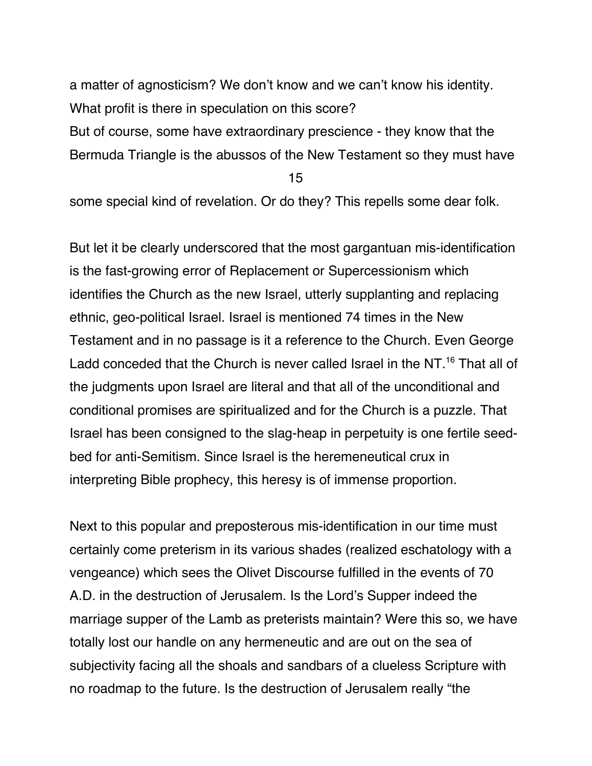a matter of agnosticism? We don't know and we can't know his identity. What profit is there in speculation on this score?
But of course, some have extraordinary prescience - they know that the Bermuda Triangle is the abussos of the New Testament so they must have some special kind of revelation. Or do they? This repells some dear folk.

But let it be clearly underscored that the most gargantuan mis-identification is the fast-growing error of Replacement or Supercessionism which identifies the Church as the new Israel, utterly supplanting and replacing ethnic, geo-political Israel. Israel is mentioned 74 times in the New Testament and in no passage is it a reference to the Church. Even George Ladd conceded that the Church is never called Israel in the NT.[16] That all of the judgments upon Israel are literal and that all of the unconditional and conditional promises are spiritualized and for the Church is a puzzle. That Israel has been consigned to the slag-heap in perpetuity is one fertile seed-bed for anti-Semitism. Since Israel is the heremeneutical crux in interpreting Bible prophecy, this heresy is of immense proportion.

Next to this popular and preposterous mis-identification in our time must certainly come preterism in its various shades (realized eschatology with a vengeance) which sees the Olivet Discourse fulfilled in the events of 70 A.D. in the destruction of Jerusalem. Is the Lord's Supper indeed the marriage supper of the Lamb as preterists maintain? Were this so, we have totally lost our handle on any hermeneutic and are out on the sea of subjectivity facing all the shoals and sandbars of a clueless Scripture with no roadmap to the future. Is the destruction of Jerusalem really "the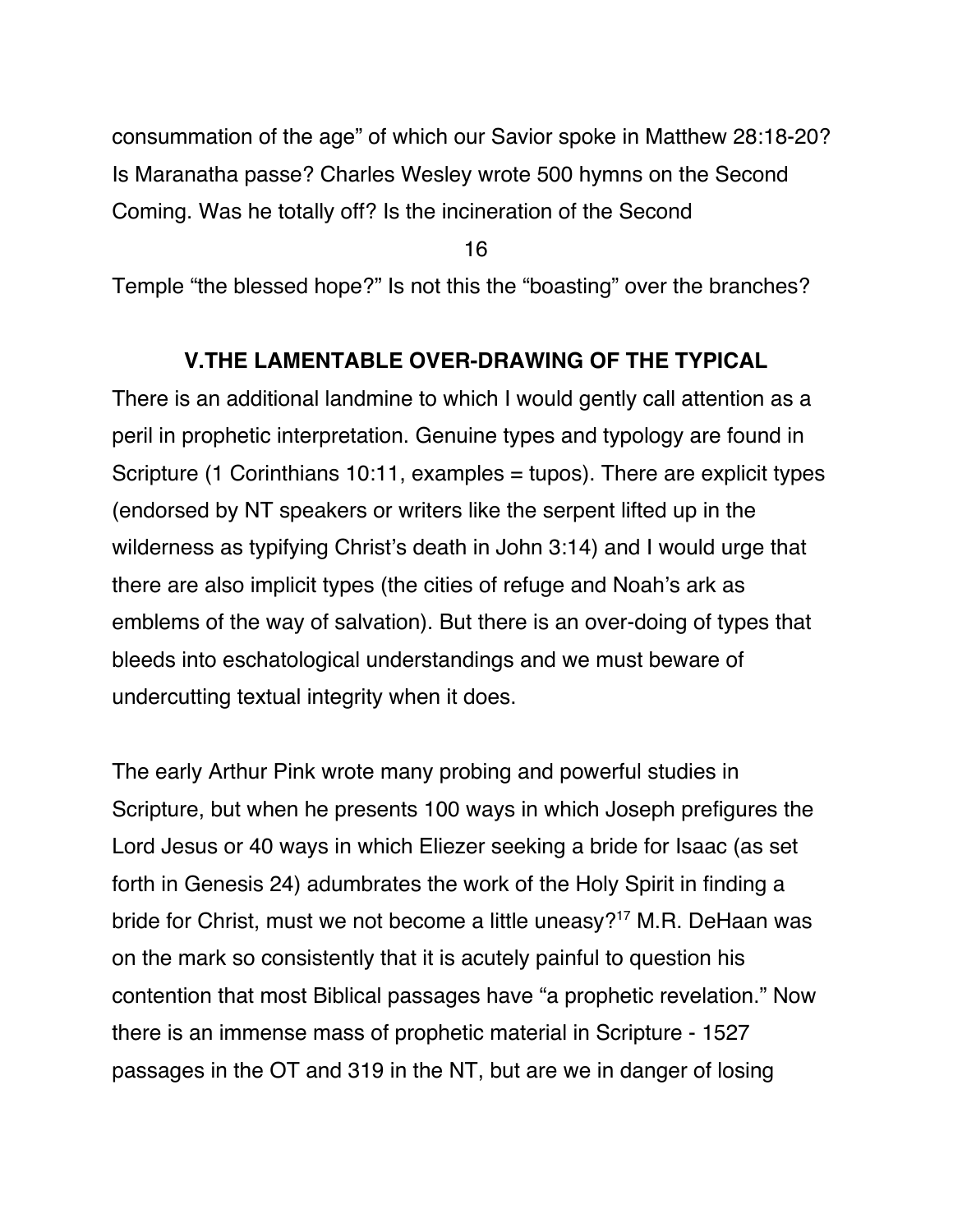consummation of the age" of which our Savior spoke in Matthew 28:18-20? Is Maranatha passe? Charles Wesley wrote 500 hymns on the Second Coming. Was he totally off? Is the incineration of the Second Temple "the blessed hope?" Is not this the "boasting" over the branches?

## V. THE LAMENTABLE OVER-DRAWING OF THE TYPICAL

There is an additional landmine to which I would gently call attention as a peril in prophetic interpretation. Genuine types and typology are found in Scripture (1 Corinthians 10:11, examples = tupos). There are explicit types (endorsed by NT speakers or writers like the serpent lifted up in the wilderness as typifying Christ's death in John 3:14) and I would urge that there are also implicit types (the cities of refuge and Noah's ark as emblems of the way of salvation). But there is an over-doing of types that bleeds into eschatological understandings and we must beware of undercutting textual integrity when it does.

The early Arthur Pink wrote many probing and powerful studies in Scripture, but when he presents 100 ways in which Joseph prefigures the Lord Jesus or 40 ways in which Eliezer seeking a bride for Isaac (as set forth in Genesis 24) adumbrates the work of the Holy Spirit in finding a bride for Christ, must we not become a little uneasy?[17] M.R. DeHaan was on the mark so consistently that it is acutely painful to question his contention that most Biblical passages have "a prophetic revelation." Now there is an immense mass of prophetic material in Scripture - 1527 passages in the OT and 319 in the NT, but are we in danger of losing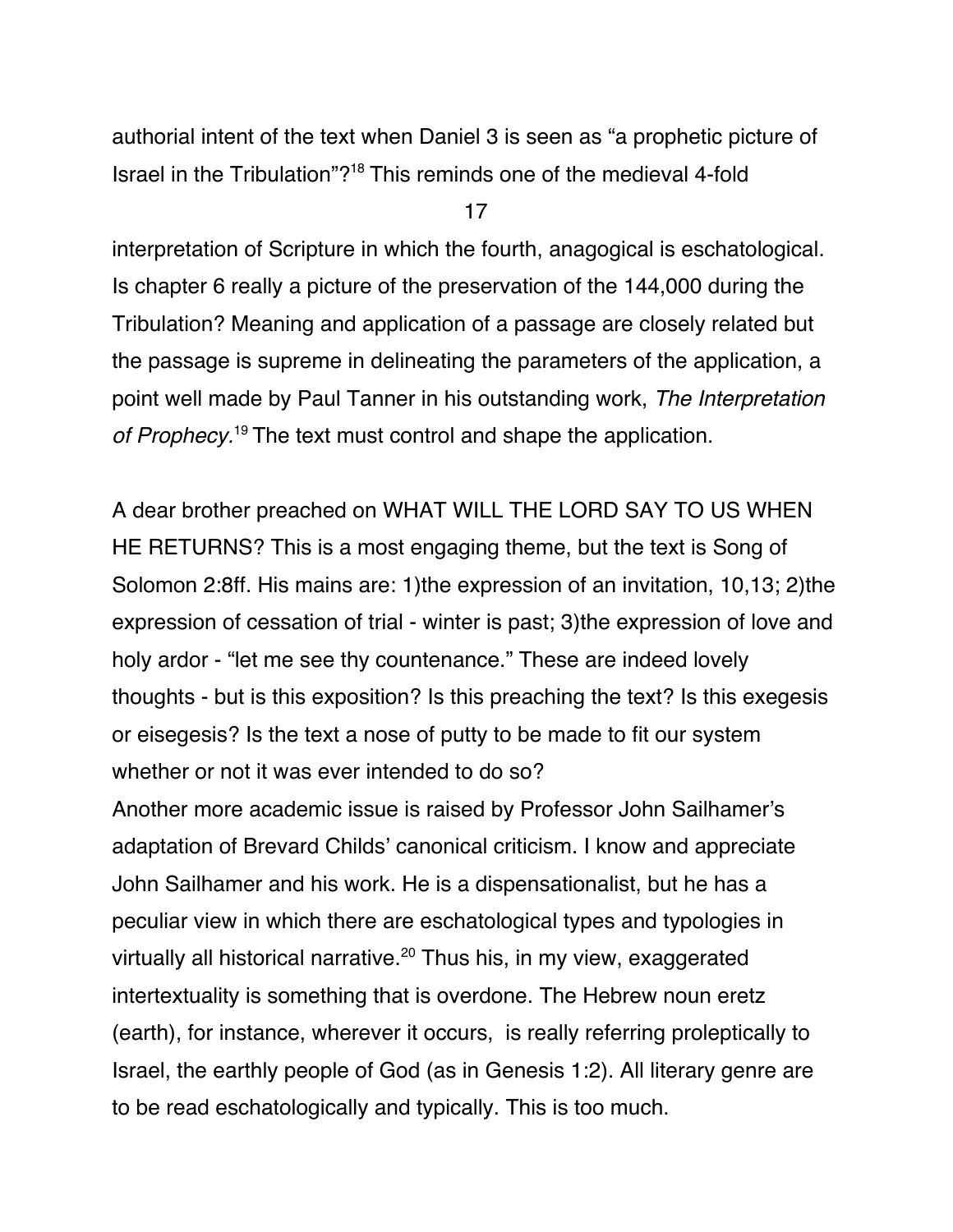authorial intent of the text when Daniel 3 is seen as "a prophetic picture of Israel in the Tribulation"?[18] This reminds one of the medieval 4-fold interpretation of Scripture in which the fourth, anagogical is eschatological. Is chapter 6 really a picture of the preservation of the 144,000 during the Tribulation? Meaning and application of a passage are closely related but the passage is supreme in delineating the parameters of the application, a point well made by Paul Tanner in his outstanding work, *The Interpretation of Prophecy.*[19] The text must control and shape the application.

A dear brother preached on WHAT WILL THE LORD SAY TO US WHEN HE RETURNS? This is a most engaging theme, but the text is Song of Solomon 2:8ff. His mains are: 1)the expression of an invitation, 10,13; 2)the expression of cessation of trial - winter is past; 3)the expression of love and holy ardor - "let me see thy countenance." These are indeed lovely thoughts - but is this exposition? Is this preaching the text? Is this exegesis or eisegesis? Is the text a nose of putty to be made to fit our system whether or not it was ever intended to do so?

Another more academic issue is raised by Professor John Sailhamer's adaptation of Brevard Childs' canonical criticism. I know and appreciate John Sailhamer and his work. He is a dispensationalist, but he has a peculiar view in which there are eschatological types and typologies in virtually all historical narrative.[20] Thus his, in my view, exaggerated intertextuality is something that is overdone. The Hebrew noun eretz (earth), for instance, wherever it occurs, is really referring proleptically to Israel, the earthly people of God (as in Genesis 1:2). All literary genre are to be read eschatologically and typically. This is too much.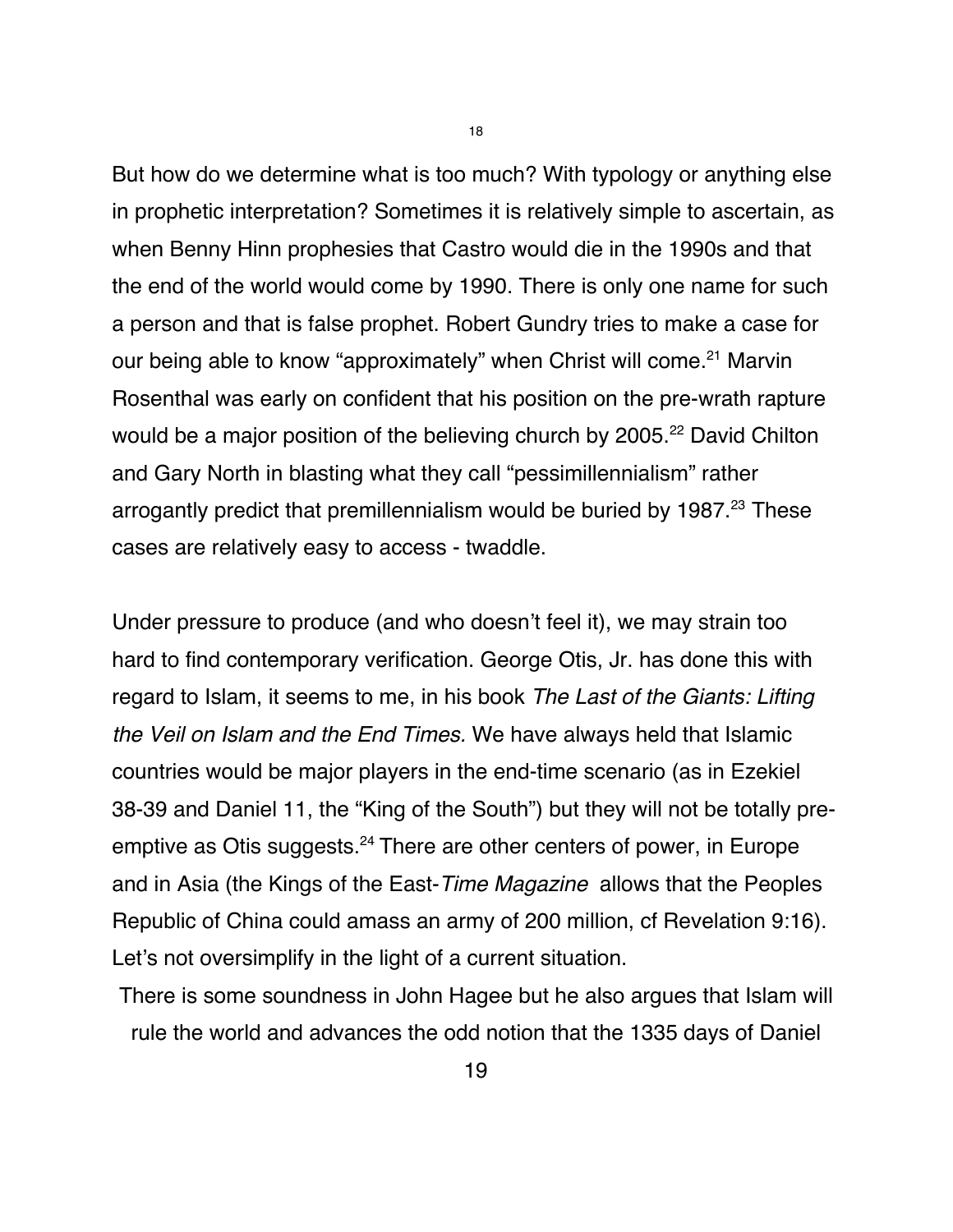But how do we determine what is too much? With typology or anything else in prophetic interpretation? Sometimes it is relatively simple to ascertain, as when Benny Hinn prophesies that Castro would die in the 1990s and that the end of the world would come by 1990. There is only one name for such a person and that is false prophet. Robert Gundry tries to make a case for our being able to know "approximately" when Christ will come.[21] Marvin Rosenthal was early on confident that his position on the pre-wrath rapture would be a major position of the believing church by 2005.[22] David Chilton and Gary North in blasting what they call "pessimillennialism" rather arrogantly predict that premillennialism would be buried by 1987.[23] These cases are relatively easy to access - twaddle.

Under pressure to produce (and who doesn't feel it), we may strain too hard to find contemporary verification. George Otis, Jr. has done this with regard to Islam, it seems to me, in his book *The Last of the Giants: Lifting the Veil on Islam and the End Times.* We have always held that Islamic countries would be major players in the end-time scenario (as in Ezekiel 38-39 and Daniel 11, the "King of the South") but they will not be totally pre-emptive as Otis suggests.[24] There are other centers of power, in Europe and in Asia (the Kings of the East-*Time Magazine* allows that the Peoples Republic of China could amass an army of 200 million, cf Revelation 9:16). Let's not oversimplify in the light of a current situation.

There is some soundness in John Hagee but he also argues that Islam will rule the world and advances the odd notion that the 1335 days of Daniel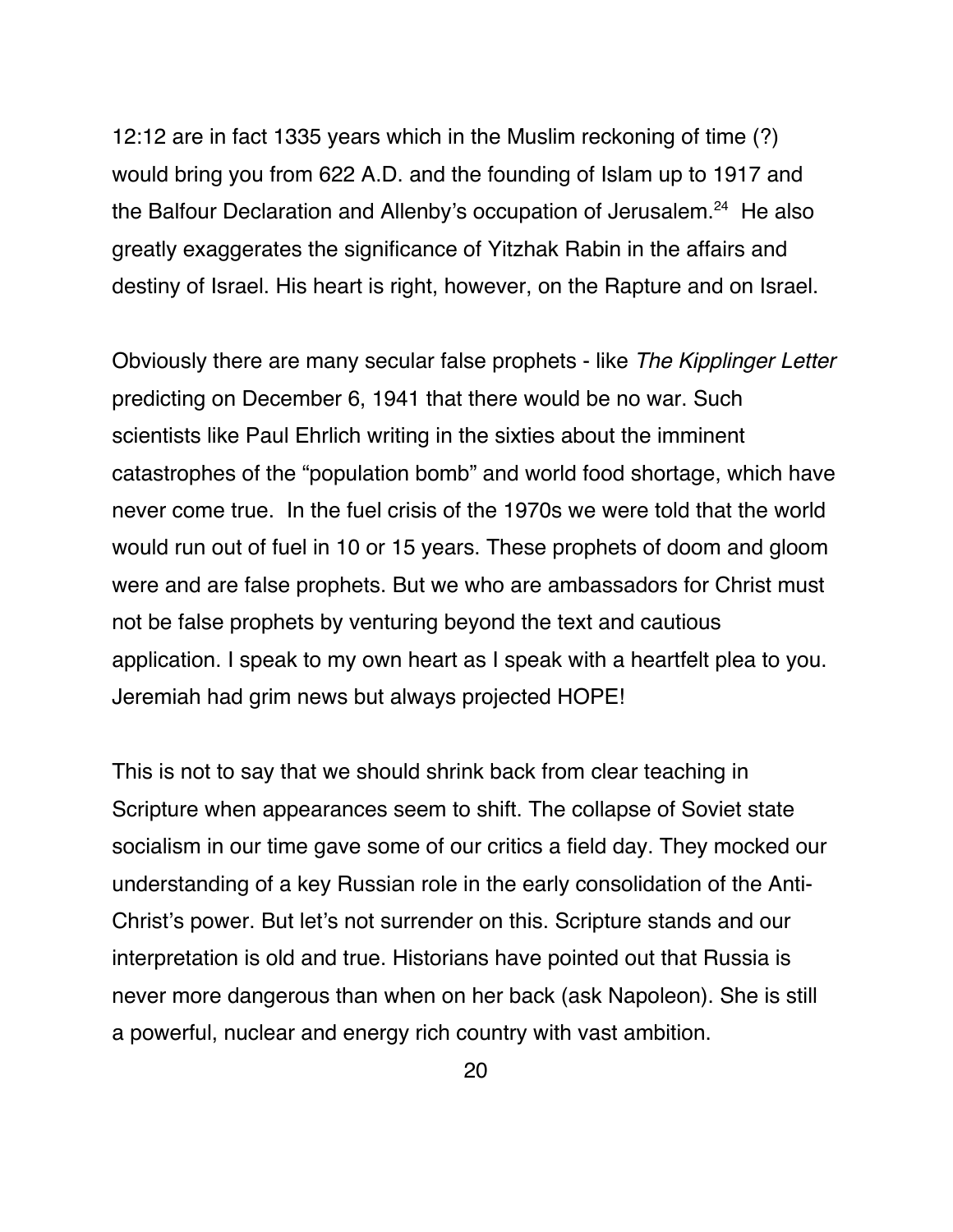12:12 are in fact 1335 years which in the Muslim reckoning of time (?) would bring you from 622 A.D. and the founding of Islam up to 1917 and the Balfour Declaration and Allenby's occupation of Jerusalem.[24] He also greatly exaggerates the significance of Yitzhak Rabin in the affairs and destiny of Israel. His heart is right, however, on the Rapture and on Israel.

Obviously there are many secular false prophets - like *The Kipplinger Letter* predicting on December 6, 1941 that there would be no war. Such scientists like Paul Ehrlich writing in the sixties about the imminent catastrophes of the "population bomb" and world food shortage, which have never come true. In the fuel crisis of the 1970s we were told that the world would run out of fuel in 10 or 15 years. These prophets of doom and gloom were and are false prophets. But we who are ambassadors for Christ must not be false prophets by venturing beyond the text and cautious application. I speak to my own heart as I speak with a heartfelt plea to you. Jeremiah had grim news but always projected HOPE!

This is not to say that we should shrink back from clear teaching in Scripture when appearances seem to shift. The collapse of Soviet state socialism in our time gave some of our critics a field day. They mocked our understanding of a key Russian role in the early consolidation of the Anti-Christ's power. But let's not surrender on this. Scripture stands and our interpretation is old and true. Historians have pointed out that Russia is never more dangerous than when on her back (ask Napoleon). She is still a powerful, nuclear and energy rich country with vast ambition.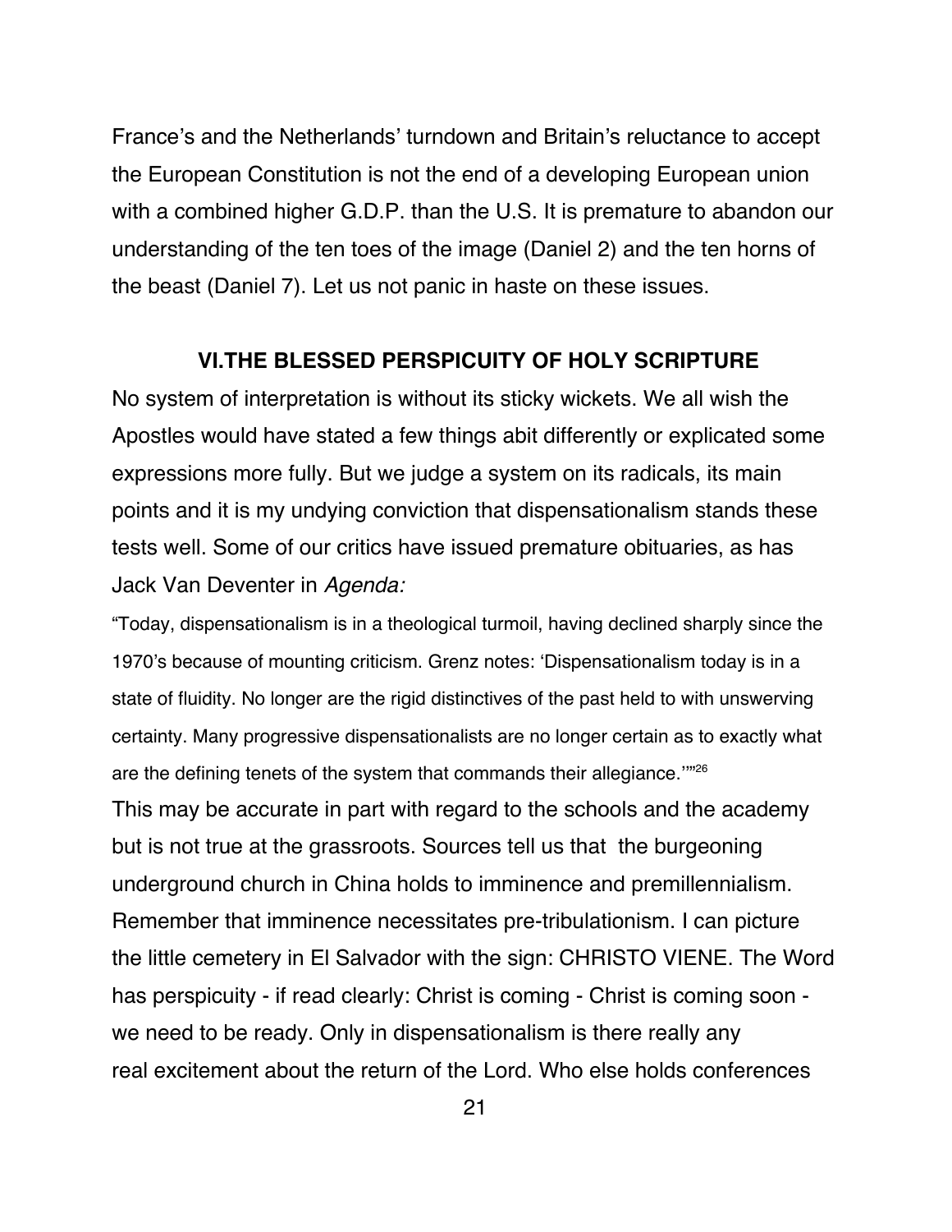France's and the Netherlands' turndown and Britain's reluctance to accept the European Constitution is not the end of a developing European union with a combined higher G.D.P. than the U.S. It is premature to abandon our understanding of the ten toes of the image (Daniel 2) and the ten horns of the beast (Daniel 7). Let us not panic in haste on these issues.

## VI.THE BLESSED PERSPICUITY OF HOLY SCRIPTURE

No system of interpretation is without its sticky wickets. We all wish the Apostles would have stated a few things abit differently or explicated some expressions more fully. But we judge a system on its radicals, its main points and it is my undying conviction that dispensationalism stands these tests well. Some of our critics have issued premature obituaries, as has Jack Van Deventer in *Agenda:*

"Today, dispensationalism is in a theological turmoil, having declined sharply since the 1970's because of mounting criticism. Grenz notes: 'Dispensationalism today is in a state of fluidity. No longer are the rigid distinctives of the past held to with unswerving certainty. Many progressive dispensationalists are no longer certain as to exactly what are the defining tenets of the system that commands their allegiance.'"[26]

This may be accurate in part with regard to the schools and the academy but is not true at the grassroots. Sources tell us that the burgeoning underground church in China holds to imminence and premillennialism. Remember that imminence necessitates pre-tribulationism. I can picture the little cemetery in El Salvador with the sign: CHRISTO VIENE. The Word has perspicuity - if read clearly: Christ is coming - Christ is coming soon - we need to be ready. Only in dispensationalism is there really any real excitement about the return of the Lord. Who else holds conferences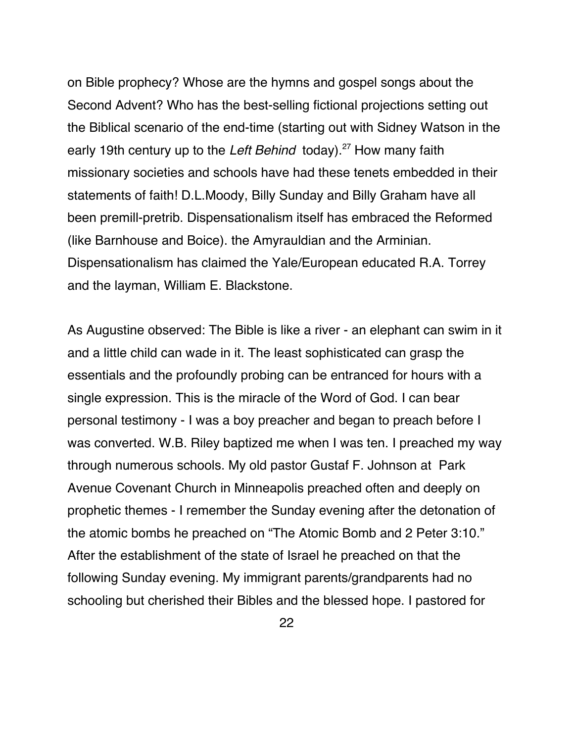on Bible prophecy? Whose are the hymns and gospel songs about the Second Advent? Who has the best-selling fictional projections setting out the Biblical scenario of the end-time (starting out with Sidney Watson in the early 19th century up to the *Left Behind* today).[27] How many faith missionary societies and schools have had these tenets embedded in their statements of faith! D.L.Moody, Billy Sunday and Billy Graham have all been premill-pretrib. Dispensationalism itself has embraced the Reformed (like Barnhouse and Boice). the Amyrauldian and the Arminian. Dispensationalism has claimed the Yale/European educated R.A. Torrey and the layman, William E. Blackstone.

As Augustine observed: The Bible is like a river - an elephant can swim in it and a little child can wade in it. The least sophisticated can grasp the essentials and the profoundly probing can be entranced for hours with a single expression. This is the miracle of the Word of God. I can bear personal testimony - I was a boy preacher and began to preach before I was converted. W.B. Riley baptized me when I was ten. I preached my way through numerous schools. My old pastor Gustaf F. Johnson at Park Avenue Covenant Church in Minneapolis preached often and deeply on prophetic themes - I remember the Sunday evening after the detonation of the atomic bombs he preached on "The Atomic Bomb and 2 Peter 3:10." After the establishment of the state of Israel he preached on that the following Sunday evening. My immigrant parents/grandparents had no schooling but cherished their Bibles and the blessed hope. I pastored for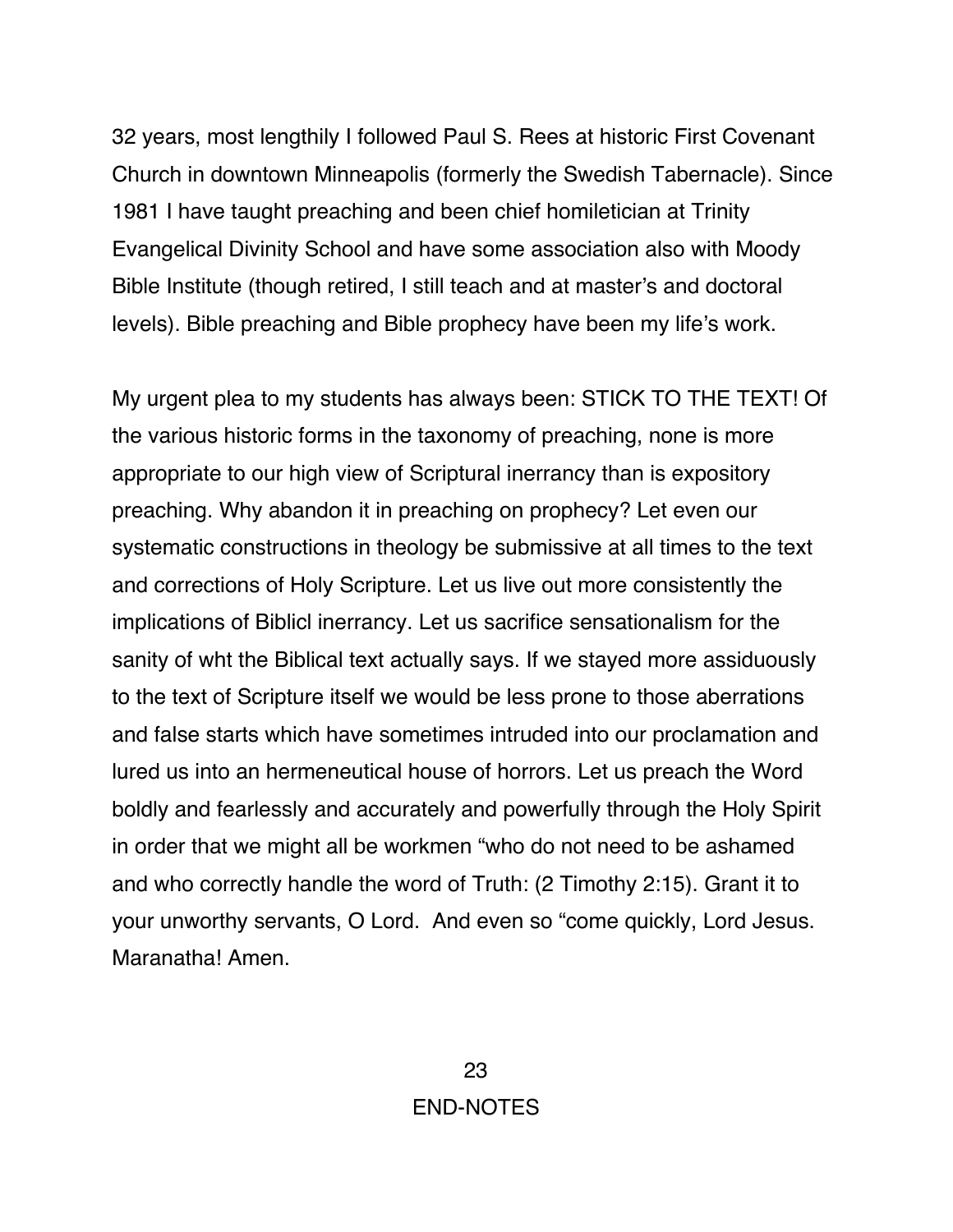32 years, most lengthily I followed Paul S. Rees at historic First Covenant Church in downtown Minneapolis (formerly the Swedish Tabernacle). Since 1981 I have taught preaching and been chief homiletician at Trinity Evangelical Divinity School and have some association also with Moody Bible Institute (though retired, I still teach and at master's and doctoral levels). Bible preaching and Bible prophecy have been my life's work.

My urgent plea to my students has always been: STICK TO THE TEXT! Of the various historic forms in the taxonomy of preaching, none is more appropriate to our high view of Scriptural inerrancy than is expository preaching. Why abandon it in preaching on prophecy? Let even our systematic constructions in theology be submissive at all times to the text and corrections of Holy Scripture. Let us live out more consistently the implications of Biblicl inerrancy. Let us sacrifice sensationalism for the sanity of wht the Biblical text actually says. If we stayed more assiduously to the text of Scripture itself we would be less prone to those aberrations and false starts which have sometimes intruded into our proclamation and lured us into an hermeneutical house of horrors. Let us preach the Word boldly and fearlessly and accurately and powerfully through the Holy Spirit in order that we might all be workmen "who do not need to be ashamed and who correctly handle the word of Truth: (2 Timothy 2:15). Grant it to your unworthy servants, O Lord. And even so "come quickly, Lord Jesus. Maranatha! Amen.

## END-NOTES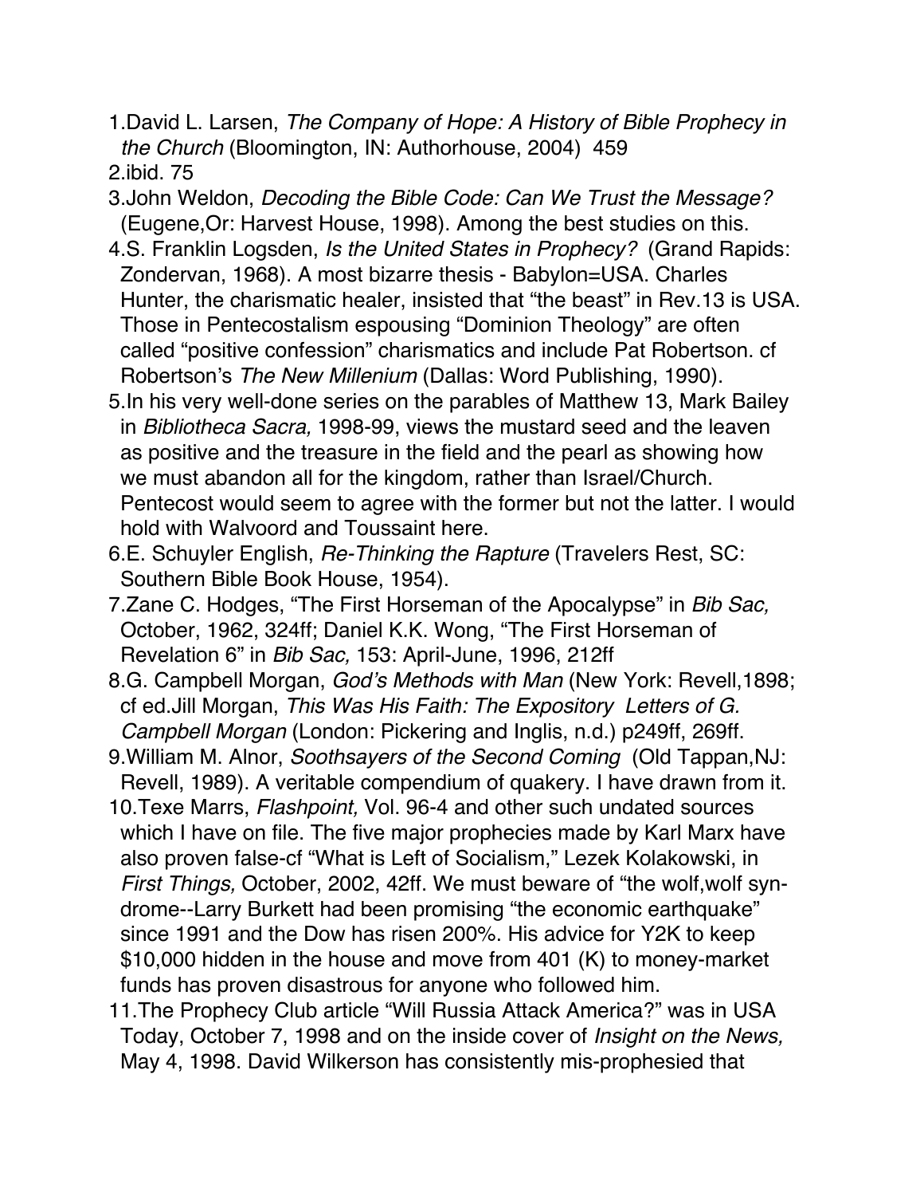1. David L. Larsen, *The Company of Hope: A History of Bible Prophecy in the Church* (Bloomington, IN: Authorhouse, 2004) 459
2. ibid. 75
3. John Weldon, *Decoding the Bible Code: Can We Trust the Message?* (Eugene,Or: Harvest House, 1998). Among the best studies on this.
4. S. Franklin Logsden, *Is the United States in Prophecy?* (Grand Rapids: Zondervan, 1968). A most bizarre thesis - Babylon=USA. Charles Hunter, the charismatic healer, insisted that "the beast" in Rev.13 is USA. Those in Pentecostalism espousing "Dominion Theology" are often called "positive confession" charismatics and include Pat Robertson. cf Robertson's *The New Millenium* (Dallas: Word Publishing, 1990).
5. In his very well-done series on the parables of Matthew 13, Mark Bailey in *Bibliotheca Sacra,* 1998-99, views the mustard seed and the leaven as positive and the treasure in the field and the pearl as showing how we must abandon all for the kingdom, rather than Israel/Church. Pentecost would seem to agree with the former but not the latter. I would hold with Walvoord and Toussaint here.
6. E. Schuyler English, *Re-Thinking the Rapture* (Travelers Rest, SC: Southern Bible Book House, 1954).
7. Zane C. Hodges, "The First Horseman of the Apocalypse" in *Bib Sac,* October, 1962, 324ff; Daniel K.K. Wong, "The First Horseman of Revelation 6" in *Bib Sac,* 153: April-June, 1996, 212ff
8. G. Campbell Morgan, *God's Methods with Man* (New York: Revell,1898; cf ed.Jill Morgan, *This Was His Faith: The Expository Letters of G. Campbell Morgan* (London: Pickering and Inglis, n.d.) p249ff, 269ff.
9. William M. Alnor, *Soothsayers of the Second Coming* (Old Tappan,NJ: Revell, 1989). A veritable compendium of quakery. I have drawn from it.
10. Texe Marrs, *Flashpoint,* Vol. 96-4 and other such undated sources which I have on file. The five major prophecies made by Karl Marx have also proven false-cf "What is Left of Socialism," Lezek Kolakowski, in *First Things,* October, 2002, 42ff. We must beware of "the wolf,wolf syndrome--Larry Burkett had been promising "the economic earthquake" since 1991 and the Dow has risen 200%. His advice for Y2K to keep $10,000 hidden in the house and move from 401 (K) to money-market funds has proven disastrous for anyone who followed him.
11. The Prophecy Club article "Will Russia Attack America?" was in USA Today, October 7, 1998 and on the inside cover of *Insight on the News,* May 4, 1998. David Wilkerson has consistently mis-prophesied that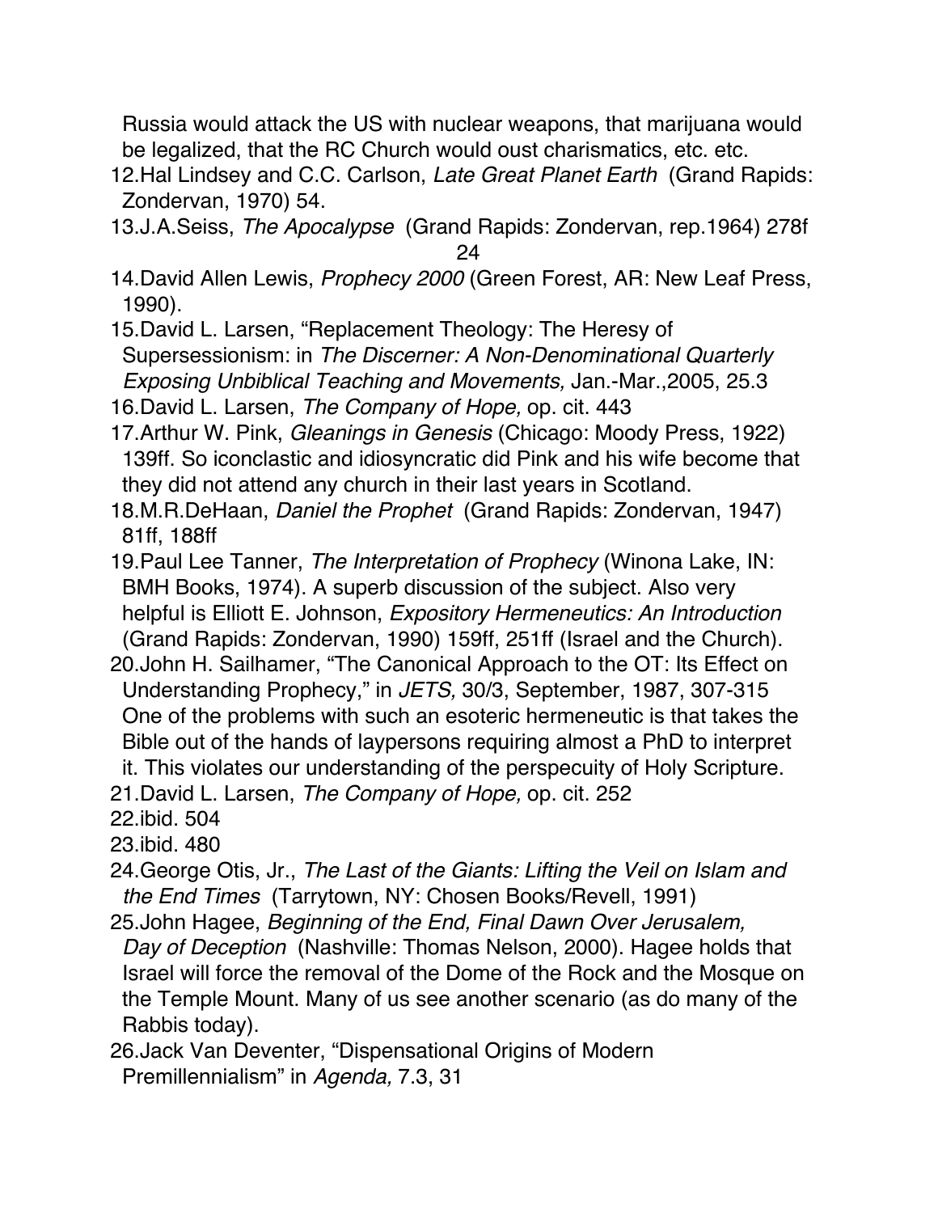Russia would attack the US with nuclear weapons, that marijuana would be legalized, that the RC Church would oust charismatics, etc. etc.

12. Hal Lindsey and C.C. Carlson, *Late Great Planet Earth* (Grand Rapids: Zondervan, 1970) 54.
13. J.A.Seiss, *The Apocalypse* (Grand Rapids: Zondervan, rep.1964) 278f
14. David Allen Lewis, *Prophecy 2000* (Green Forest, AR: New Leaf Press, 1990).
15. David L. Larsen, "Replacement Theology: The Heresy of Supersessionism: in *The Discerner: A Non-Denominational Quarterly Exposing Unbiblical Teaching and Movements,* Jan.-Mar.,2005, 25.3
16. David L. Larsen, *The Company of Hope,* op. cit. 443
17. Arthur W. Pink, *Gleanings in Genesis* (Chicago: Moody Press, 1922) 139ff. So iconclastic and idiosyncratic did Pink and his wife become that they did not attend any church in their last years in Scotland.
18. M.R.DeHaan, *Daniel the Prophet* (Grand Rapids: Zondervan, 1947) 81ff, 188ff
19. Paul Lee Tanner, *The Interpretation of Prophecy* (Winona Lake, IN: BMH Books, 1974). A superb discussion of the subject. Also very helpful is Elliott E. Johnson, *Expository Hermeneutics: An Introduction* (Grand Rapids: Zondervan, 1990) 159ff, 251ff (Israel and the Church).
20. John H. Sailhamer, "The Canonical Approach to the OT: Its Effect on Understanding Prophecy," in *JETS,* 30/3, September, 1987, 307-315 One of the problems with such an esoteric hermeneutic is that takes the Bible out of the hands of laypersons requiring almost a PhD to interpret it. This violates our understanding of the perspecuity of Holy Scripture.
21. David L. Larsen, *The Company of Hope,* op. cit. 252
22. ibid. 504
23. ibid. 480
24. George Otis, Jr., *The Last of the Giants: Lifting the Veil on Islam and the End Times* (Tarrytown, NY: Chosen Books/Revell, 1991)
25. John Hagee, *Beginning of the End, Final Dawn Over Jerusalem, Day of Deception* (Nashville: Thomas Nelson, 2000). Hagee holds that Israel will force the removal of the Dome of the Rock and the Mosque on the Temple Mount. Many of us see another scenario (as do many of the Rabbis today).
26. Jack Van Deventer, "Dispensational Origins of Modern Premillennialism" in *Agenda,* 7.3, 31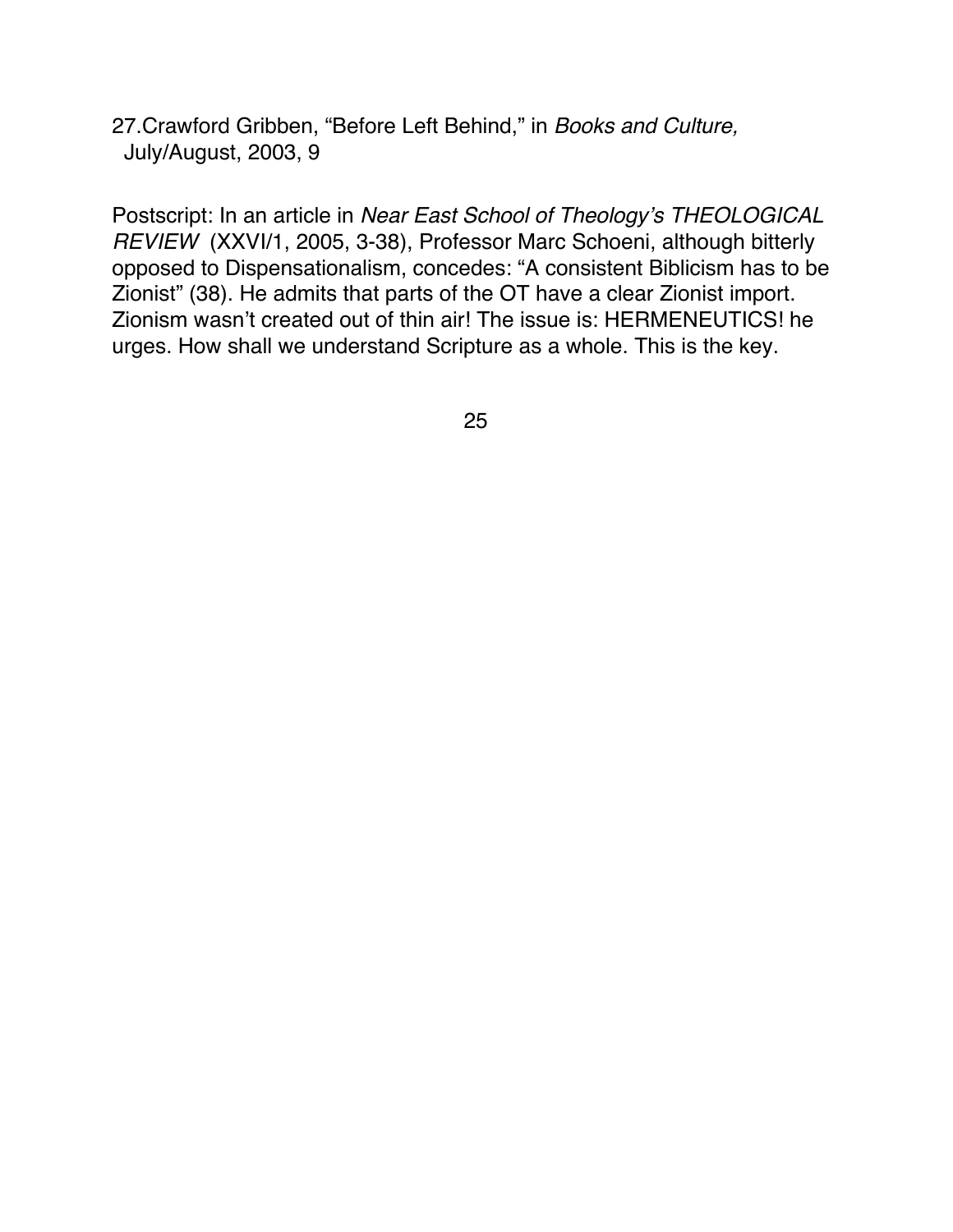27.Crawford Gribben, “Before Left Behind,” in *Books and Culture,* July/August, 2003, 9

Postscript: In an article in *Near East School of Theology’s THEOLOGICAL REVIEW* (XXVI/1, 2005, 3-38), Professor Marc Schoeni, although bitterly opposed to Dispensationalism, concedes: “A consistent Biblicism has to be Zionist” (38). He admits that parts of the OT have a clear Zionist import. Zionism wasn’t created out of thin air! The issue is: HERMENEUTICS! he urges. How shall we understand Scripture as a whole. This is the key.